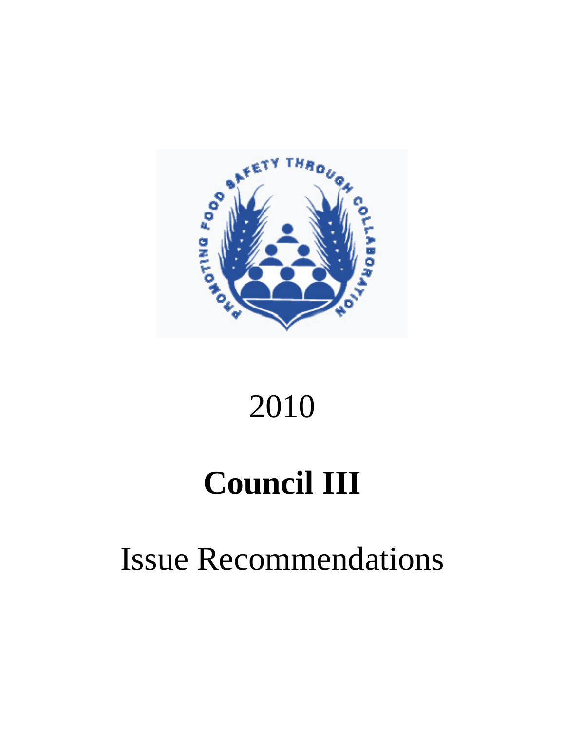2010

# Council III

Issue Recommendations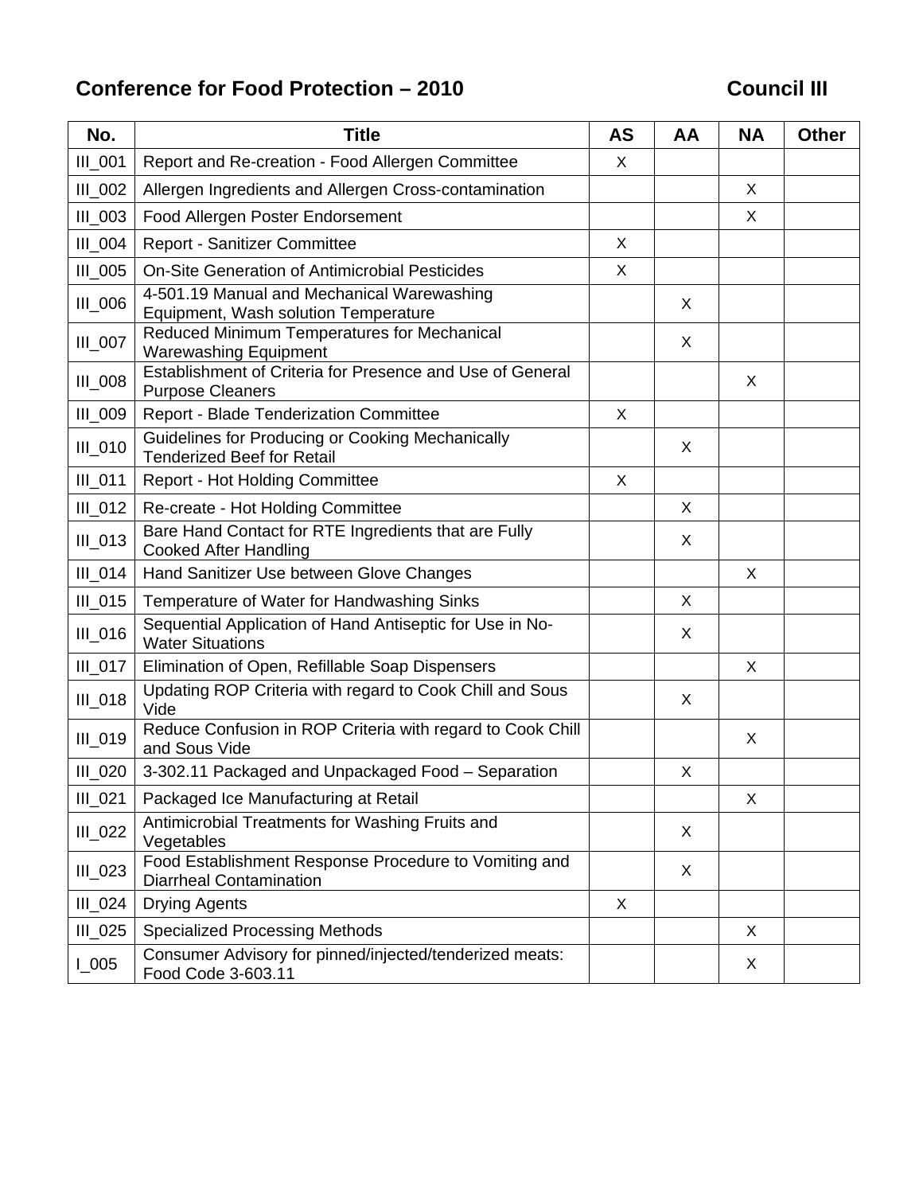## Conference for Food Protection – 2010 Council III

| No. | Title | AS | AA | NA | Other |
|---|---|---|---|---|---|
| III_001 | Report and Re-creation - Food Allergen Committee | X | | | |
| III_002 | Allergen Ingredients and Allergen Cross-contamination | | | X | |
| III_003 | Food Allergen Poster Endorsement | | | X | |
| III_004 | Report - Sanitizer Committee | X | | | |
| III_005 | On-Site Generation of Antimicrobial Pesticides | X | | | |
| III_006 | 4-501.19 Manual and Mechanical Warewashing Equipment, Wash solution Temperature | | X | | |
| III_007 | Reduced Minimum Temperatures for Mechanical Warewashing Equipment | | X | | |
| III_008 | Establishment of Criteria for Presence and Use of General Purpose Cleaners | | | X | |
| III_009 | Report - Blade Tenderization Committee | X | | | |
| III_010 | Guidelines for Producing or Cooking Mechanically Tenderized Beef for Retail | | X | | |
| III_011 | Report - Hot Holding Committee | X | | | |
| III_012 | Re-create - Hot Holding Committee | | X | | |
| III_013 | Bare Hand Contact for RTE Ingredients that are Fully Cooked After Handling | | X | | |
| III_014 | Hand Sanitizer Use between Glove Changes | | | X | |
| III_015 | Temperature of Water for Handwashing Sinks | | X | | |
| III_016 | Sequential Application of Hand Antiseptic for Use in No-Water Situations | | X | | |
| III_017 | Elimination of Open, Refillable Soap Dispensers | | | X | |
| III_018 | Updating ROP Criteria with regard to Cook Chill and Sous Vide | | X | | |
| III_019 | Reduce Confusion in ROP Criteria with regard to Cook Chill and Sous Vide | | | X | |
| III_020 | 3-302.11 Packaged and Unpackaged Food – Separation | | X | | |
| III_021 | Packaged Ice Manufacturing at Retail | | | X | |
| III_022 | Antimicrobial Treatments for Washing Fruits and Vegetables | | X | | |
| III_023 | Food Establishment Response Procedure to Vomiting and Diarrheal Contamination | | X | | |
| III_024 | Drying Agents | X | | | |
| III_025 | Specialized Processing Methods | | | X | |
| I_005 | Consumer Advisory for pinned/injected/tenderized meats: Food Code 3-603.11 | | | X | |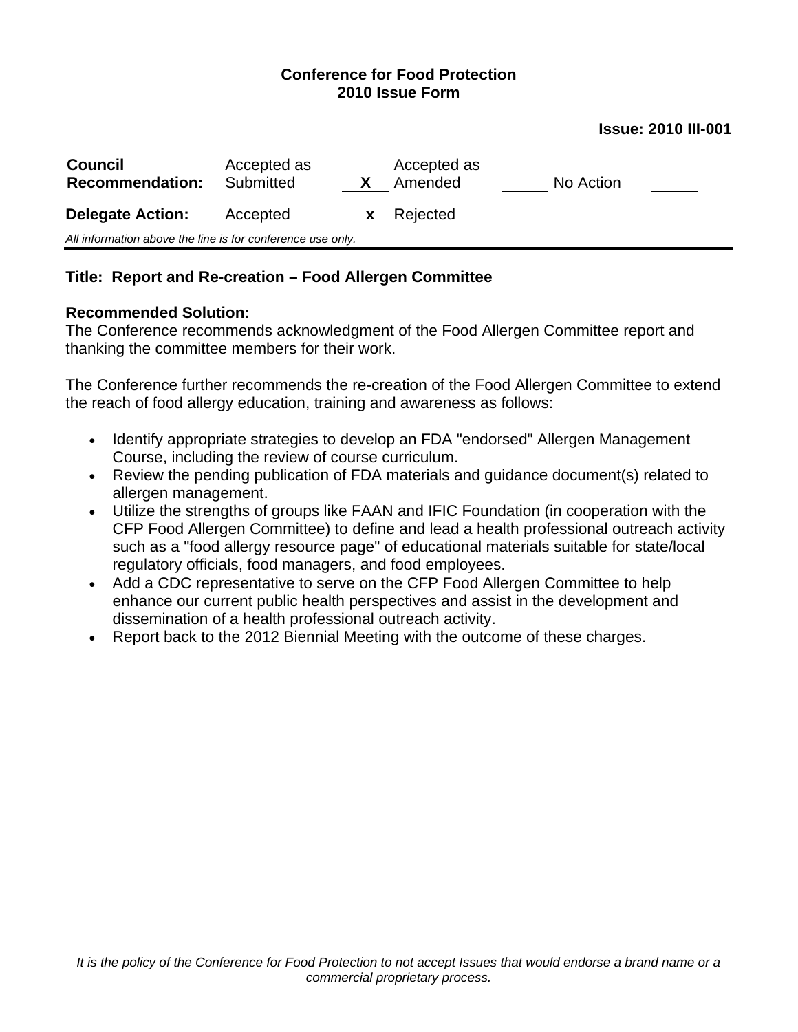**Conference for Food Protection**
**2010 Issue Form**

**Issue: 2010 III-001**

| **Council Recommendation:** | Accepted as Submitted | X | Accepted as Amended | | No Action | |
|---|---|---|---|---|---|---|
| **Delegate Action:** | Accepted | x | Rejected | | | |

*All information above the line is for conference use only.*

---

**Title: Report and Re-creation – Food Allergen Committee**

**Recommended Solution:**
The Conference recommends acknowledgment of the Food Allergen Committee report and thanking the committee members for their work.

The Conference further recommends the re-creation of the Food Allergen Committee to extend the reach of food allergy education, training and awareness as follows:

- Identify appropriate strategies to develop an FDA "endorsed" Allergen Management Course, including the review of course curriculum.
- Review the pending publication of FDA materials and guidance document(s) related to allergen management.
- Utilize the strengths of groups like FAAN and IFIC Foundation (in cooperation with the CFP Food Allergen Committee) to define and lead a health professional outreach activity such as a "food allergy resource page" of educational materials suitable for state/local regulatory officials, food managers, and food employees.
- Add a CDC representative to serve on the CFP Food Allergen Committee to help enhance our current public health perspectives and assist in the development and dissemination of a health professional outreach activity.
- Report back to the 2012 Biennial Meeting with the outcome of these charges.

*It is the policy of the Conference for Food Protection to not accept Issues that would endorse a brand name or a commercial proprietary process.*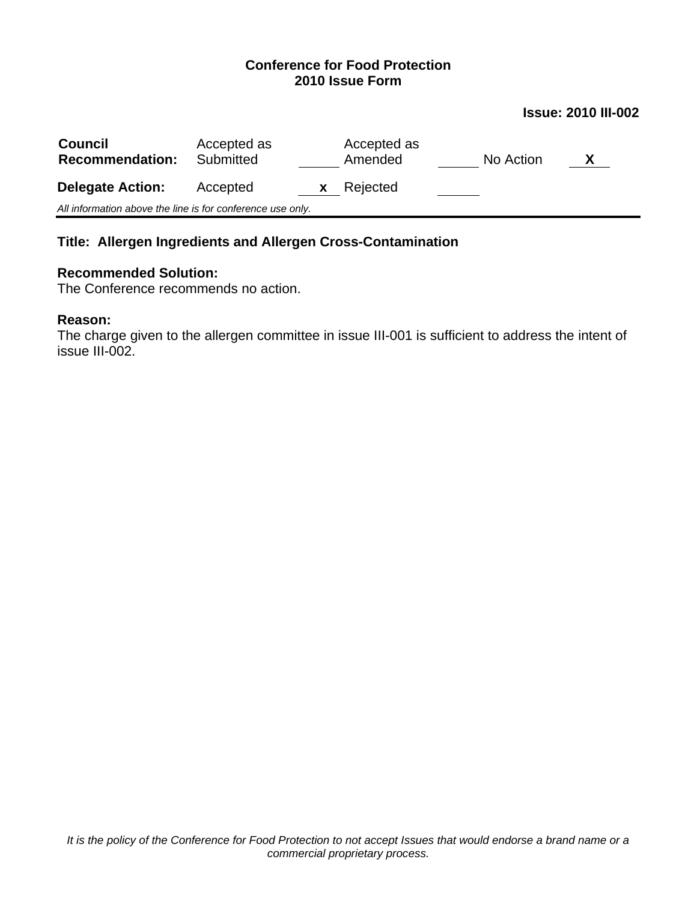**Conference for Food Protection**
**2010 Issue Form**

**Issue: 2010 III-002**

| | | | | | | |
|---|---|---|---|---|---|---|
| **Council Recommendation:** | Accepted as Submitted | | Accepted as Amended | | No Action | X |
| **Delegate Action:** | Accepted | x | Rejected | | | |

*All information above the line is for conference use only.*

---

**Title: Allergen Ingredients and Allergen Cross-Contamination**

**Recommended Solution:**
The Conference recommends no action.

**Reason:**
The charge given to the allergen committee in issue III-001 is sufficient to address the intent of issue III-002.

*It is the policy of the Conference for Food Protection to not accept Issues that would endorse a brand name or a commercial proprietary process.*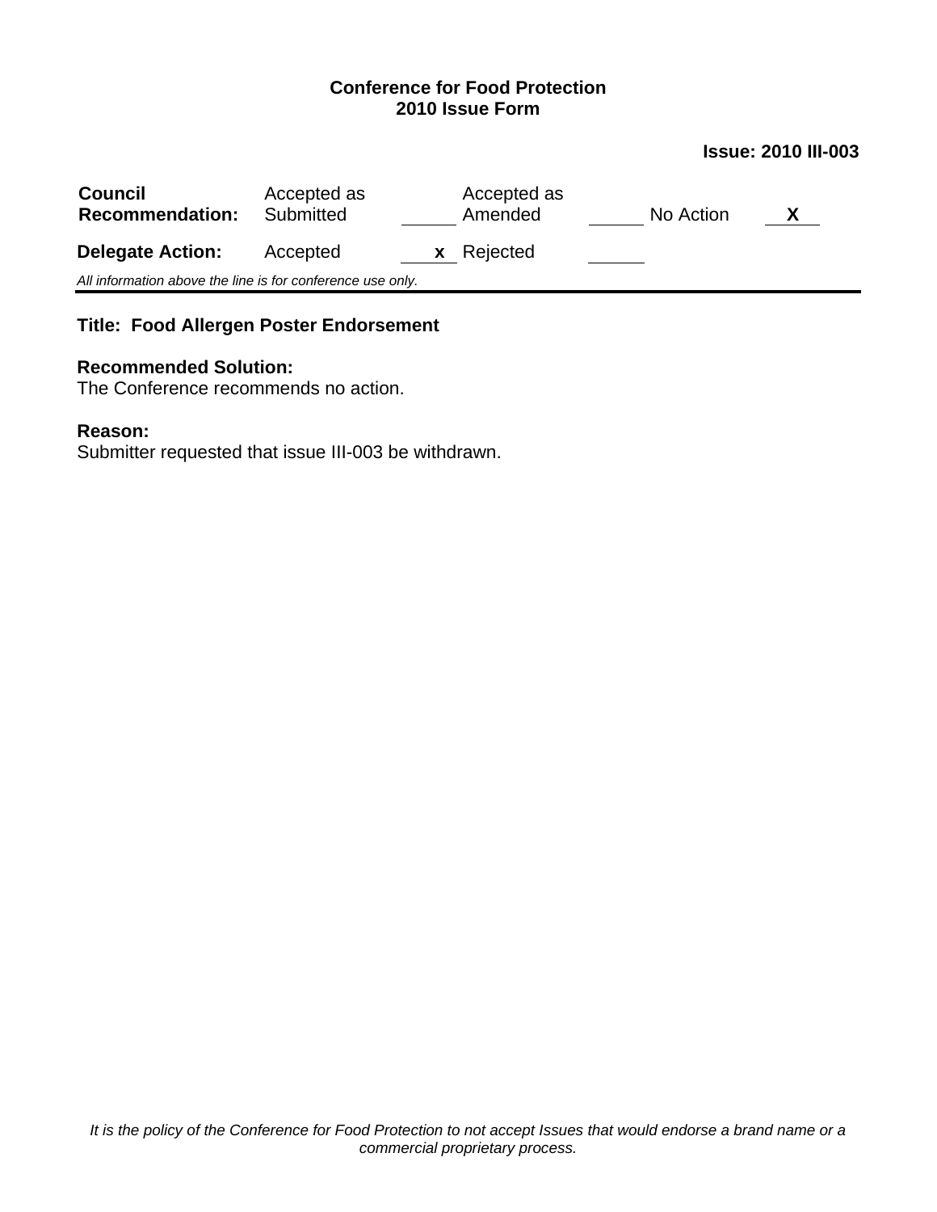**Conference for Food Protection**
**2010 Issue Form**

**Issue: 2010 III-003**

| **Council Recommendation:** | Accepted as Submitted | | Accepted as Amended | | No Action | **X** |
|---|---|---|---|---|---|---|
| **Delegate Action:** | Accepted | **x** | Rejected | | | |

*All information above the line is for conference use only.*

---

**Title: Food Allergen Poster Endorsement**

**Recommended Solution:**
The Conference recommends no action.

**Reason:**
Submitter requested that issue III-003 be withdrawn.

*It is the policy of the Conference for Food Protection to not accept Issues that would endorse a brand name or a commercial proprietary process.*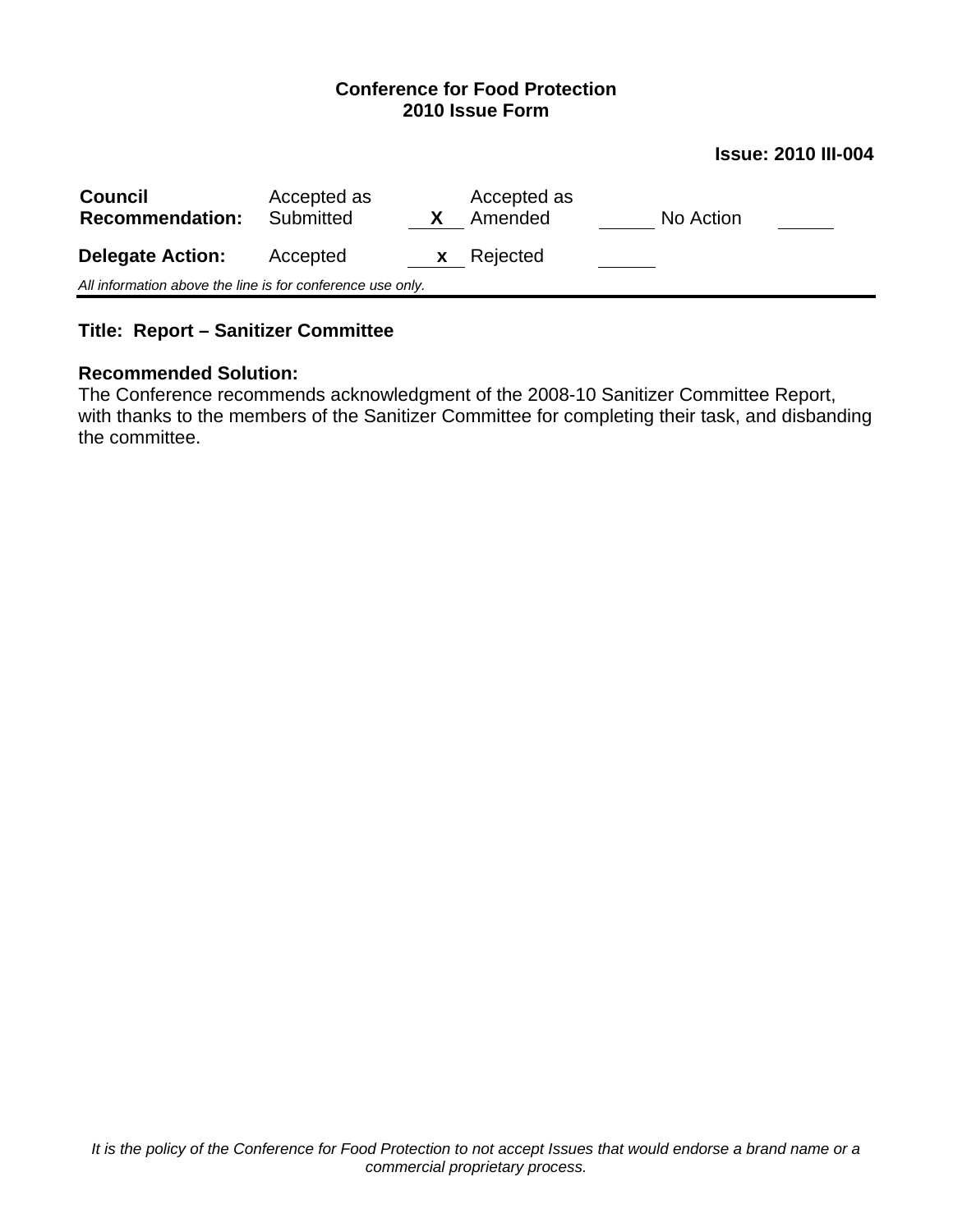**Conference for Food Protection**
**2010 Issue Form**

**Issue: 2010 III-004**

| **Council Recommendation:** | Accepted as Submitted | X | Accepted as Amended | | No Action | |
|---|---|---|---|---|---|---|
| **Delegate Action:** | Accepted | x | Rejected | | | |

*All information above the line is for conference use only.*

---

**Title: Report – Sanitizer Committee**

**Recommended Solution:**
The Conference recommends acknowledgment of the 2008-10 Sanitizer Committee Report, with thanks to the members of the Sanitizer Committee for completing their task, and disbanding the committee.

*It is the policy of the Conference for Food Protection to not accept Issues that would endorse a brand name or a commercial proprietary process.*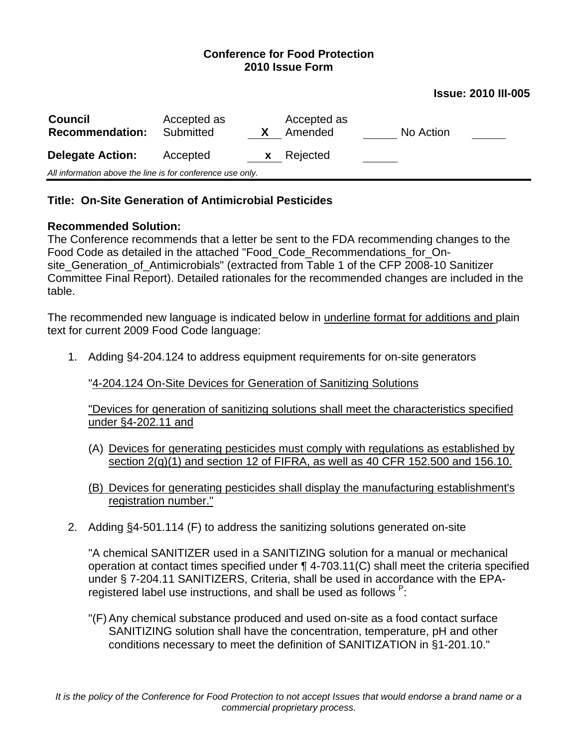**Conference for Food Protection**
**2010 Issue Form**

**Issue: 2010 III-005**

| **Council Recommendation:** | Accepted as Submitted | X | Accepted as Amended | | No Action | |
|---|---|---|---|---|---|---|
| **Delegate Action:** | Accepted | x | Rejected | | | |

*All information above the line is for conference use only.*

---

**Title: On-Site Generation of Antimicrobial Pesticides**

**Recommended Solution:**
The Conference recommends that a letter be sent to the FDA recommending changes to the Food Code as detailed in the attached "Food_Code_Recommendations_for_On-site_Generation_of_Antimicrobials" (extracted from Table 1 of the CFP 2008-10 Sanitizer Committee Final Report). Detailed rationales for the recommended changes are included in the table.

The recommended new language is indicated below in <u>underline format for additions and </u>plain text for current 2009 Food Code language:

1. Adding §4-204.124 to address equipment requirements for on-site generators

   "<u>4-204.124 On-Site Devices for Generation of Sanitizing Solutions</u>

   <u>"Devices for generation of sanitizing solutions shall meet the characteristics specified under §4-202.11 and</u>

   (A) <u>Devices for generating pesticides must comply with regulations as established by section 2(q)(1) and section 12 of FIFRA, as well as 40 CFR 152.500 and 156.10.</u>

   <u>(B) Devices for generating pesticides shall display the manufacturing establishment's registration number."</u>

2. Adding <u>§</u>4-501.114 (F) to address the sanitizing solutions generated on-site

   "A chemical SANITIZER used in a SANITIZING solution for a manual or mechanical operation at contact times specified under ¶ 4-703.11(C) shall meet the criteria specified under § 7-204.11 SANITIZERS, Criteria, shall be used in accordance with the EPA-registered label use instructions, and shall be used as follows [P]:

   "(F) Any chemical substance produced and used on-site as a food contact surface SANITIZING solution shall have the concentration, temperature, pH and other conditions necessary to meet the definition of SANITIZATION in §1-201.10."

*It is the policy of the Conference for Food Protection to not accept Issues that would endorse a brand name or a commercial proprietary process.*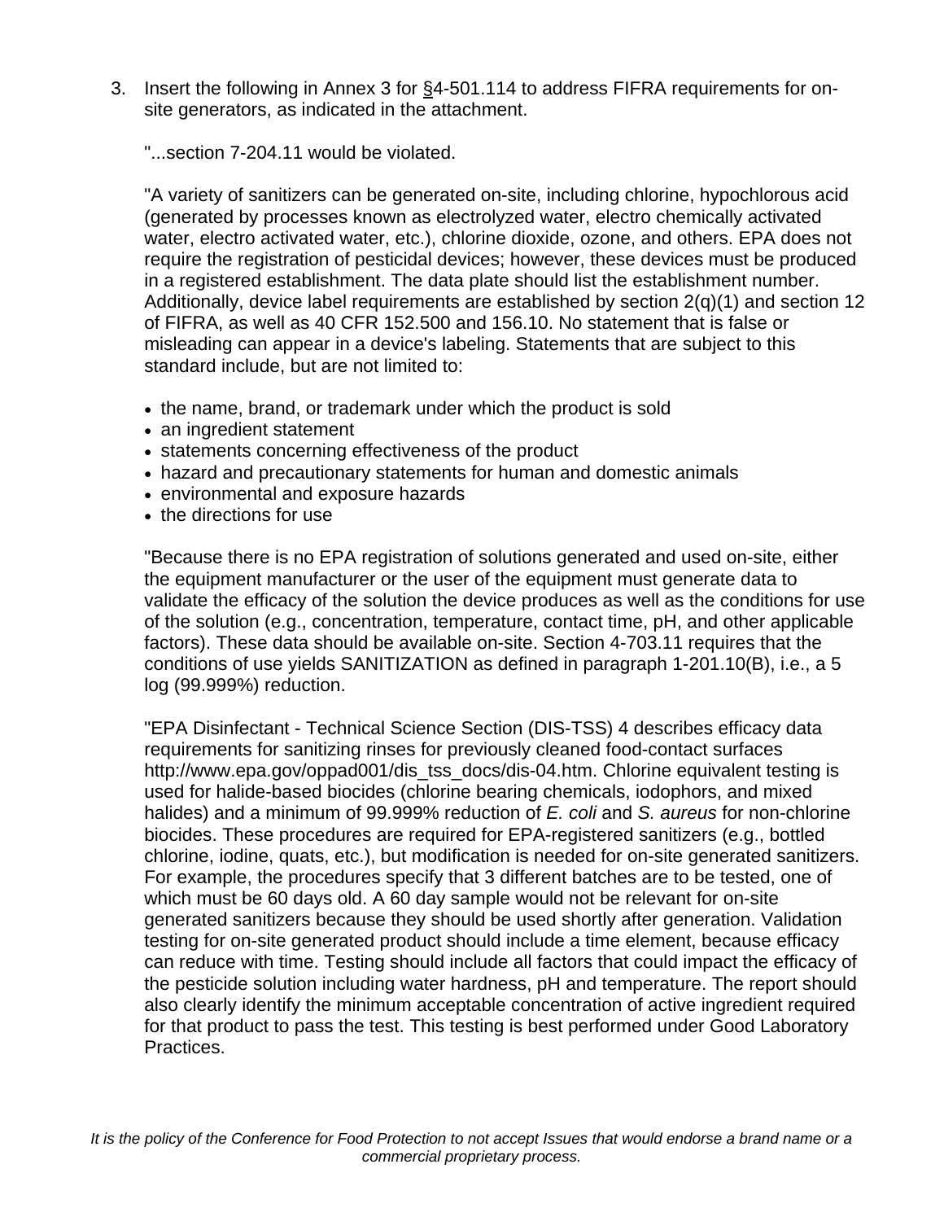3. Insert the following in Annex 3 for §4-501.114 to address FIFRA requirements for on-site generators, as indicated in the attachment.

   "...section 7-204.11 would be violated.

   "A variety of sanitizers can be generated on-site, including chlorine, hypochlorous acid (generated by processes known as electrolyzed water, electro chemically activated water, electro activated water, etc.), chlorine dioxide, ozone, and others. EPA does not require the registration of pesticidal devices; however, these devices must be produced in a registered establishment. The data plate should list the establishment number. Additionally, device label requirements are established by section 2(q)(1) and section 12 of FIFRA, as well as 40 CFR 152.500 and 156.10. No statement that is false or misleading can appear in a device's labeling. Statements that are subject to this standard include, but are not limited to:

   - the name, brand, or trademark under which the product is sold
   - an ingredient statement
   - statements concerning effectiveness of the product
   - hazard and precautionary statements for human and domestic animals
   - environmental and exposure hazards
   - the directions for use

   "Because there is no EPA registration of solutions generated and used on-site, either the equipment manufacturer or the user of the equipment must generate data to validate the efficacy of the solution the device produces as well as the conditions for use of the solution (e.g., concentration, temperature, contact time, pH, and other applicable factors). These data should be available on-site. Section 4-703.11 requires that the conditions of use yields SANITIZATION as defined in paragraph 1-201.10(B), i.e., a 5 log (99.999%) reduction.

   "EPA Disinfectant - Technical Science Section (DIS-TSS) 4 describes efficacy data requirements for sanitizing rinses for previously cleaned food-contact surfaces http://www.epa.gov/oppad001/dis_tss_docs/dis-04.htm. Chlorine equivalent testing is used for halide-based biocides (chlorine bearing chemicals, iodophors, and mixed halides) and a minimum of 99.999% reduction of *E. coli* and *S. aureus* for non-chlorine biocides. These procedures are required for EPA-registered sanitizers (e.g., bottled chlorine, iodine, quats, etc.), but modification is needed for on-site generated sanitizers. For example, the procedures specify that 3 different batches are to be tested, one of which must be 60 days old. A 60 day sample would not be relevant for on-site generated sanitizers because they should be used shortly after generation. Validation testing for on-site generated product should include a time element, because efficacy can reduce with time. Testing should include all factors that could impact the efficacy of the pesticide solution including water hardness, pH and temperature. The report should also clearly identify the minimum acceptable concentration of active ingredient required for that product to pass the test. This testing is best performed under Good Laboratory Practices.

*It is the policy of the Conference for Food Protection to not accept Issues that would endorse a brand name or a commercial proprietary process.*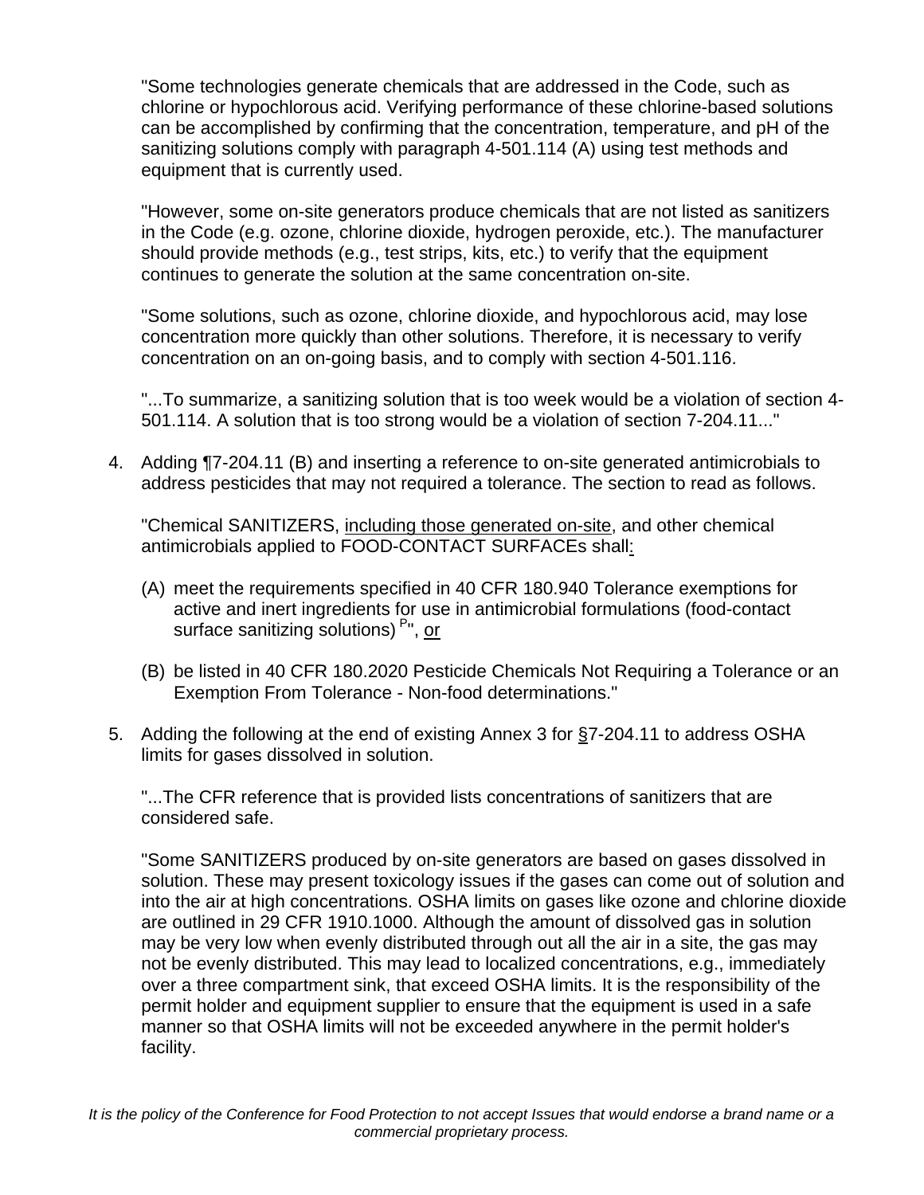"Some technologies generate chemicals that are addressed in the Code, such as chlorine or hypochlorous acid. Verifying performance of these chlorine-based solutions can be accomplished by confirming that the concentration, temperature, and pH of the sanitizing solutions comply with paragraph 4-501.114 (A) using test methods and equipment that is currently used.

"However, some on-site generators produce chemicals that are not listed as sanitizers in the Code (e.g. ozone, chlorine dioxide, hydrogen peroxide, etc.). The manufacturer should provide methods (e.g., test strips, kits, etc.) to verify that the equipment continues to generate the solution at the same concentration on-site.

"Some solutions, such as ozone, chlorine dioxide, and hypochlorous acid, may lose concentration more quickly than other solutions. Therefore, it is necessary to verify concentration on an on-going basis, and to comply with section 4-501.116.

"...To summarize, a sanitizing solution that is too week would be a violation of section 4-501.114. A solution that is too strong would be a violation of section 7-204.11..."

4. Adding ¶7-204.11 (B) and inserting a reference to on-site generated antimicrobials to address pesticides that may not required a tolerance. The section to read as follows.

   "Chemical SANITIZERS, <u>including those generated on-site</u>, and other chemical antimicrobials applied to FOOD-CONTACT SURFACEs shall<u>:</u>

   (A) meet the requirements specified in 40 CFR 180.940 Tolerance exemptions for active and inert ingredients for use in antimicrobial formulations (food-contact surface sanitizing solutions) [P]", <u>or</u>

   (B) be listed in 40 CFR 180.2020 Pesticide Chemicals Not Requiring a Tolerance or an Exemption From Tolerance - Non-food determinations."

5. Adding the following at the end of existing Annex 3 for <u>§</u>7-204.11 to address OSHA limits for gases dissolved in solution.

   "...The CFR reference that is provided lists concentrations of sanitizers that are considered safe.

   "Some SANITIZERS produced by on-site generators are based on gases dissolved in solution. These may present toxicology issues if the gases can come out of solution and into the air at high concentrations. OSHA limits on gases like ozone and chlorine dioxide are outlined in 29 CFR 1910.1000. Although the amount of dissolved gas in solution may be very low when evenly distributed through out all the air in a site, the gas may not be evenly distributed. This may lead to localized concentrations, e.g., immediately over a three compartment sink, that exceed OSHA limits. It is the responsibility of the permit holder and equipment supplier to ensure that the equipment is used in a safe manner so that OSHA limits will not be exceeded anywhere in the permit holder's facility.

*It is the policy of the Conference for Food Protection to not accept Issues that would endorse a brand name or a commercial proprietary process.*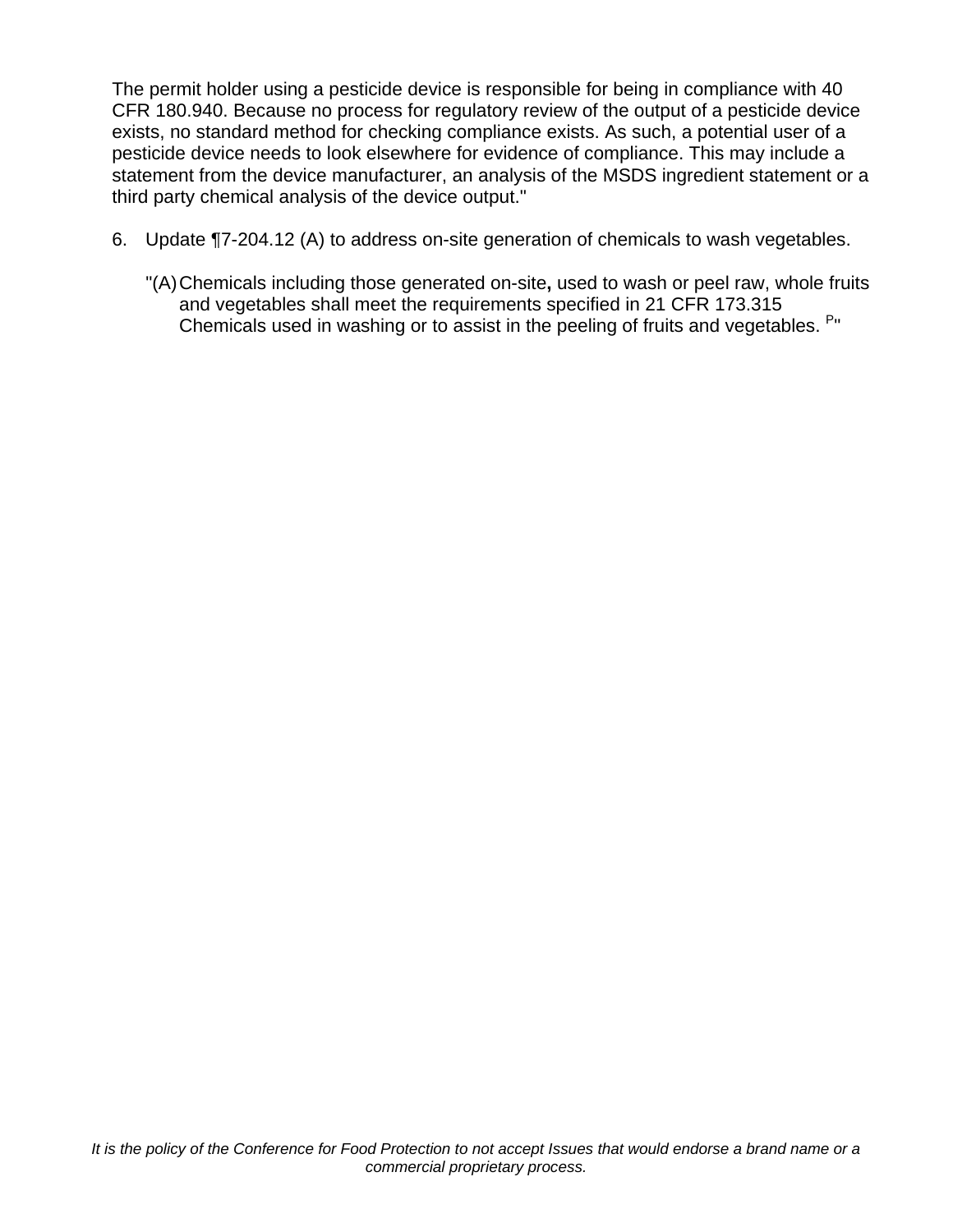The permit holder using a pesticide device is responsible for being in compliance with 40 CFR 180.940. Because no process for regulatory review of the output of a pesticide device exists, no standard method for checking compliance exists. As such, a potential user of a pesticide device needs to look elsewhere for evidence of compliance. This may include a statement from the device manufacturer, an analysis of the MSDS ingredient statement or a third party chemical analysis of the device output."

6. Update ¶7-204.12 (A) to address on-site generation of chemicals to wash vegetables.

   "(A) Chemicals including those generated on-site**,** used to wash or peel raw, whole fruits and vegetables shall meet the requirements specified in 21 CFR 173.315 Chemicals used in washing or to assist in the peeling of fruits and vegetables. [P]"

*It is the policy of the Conference for Food Protection to not accept Issues that would endorse a brand name or a commercial proprietary process.*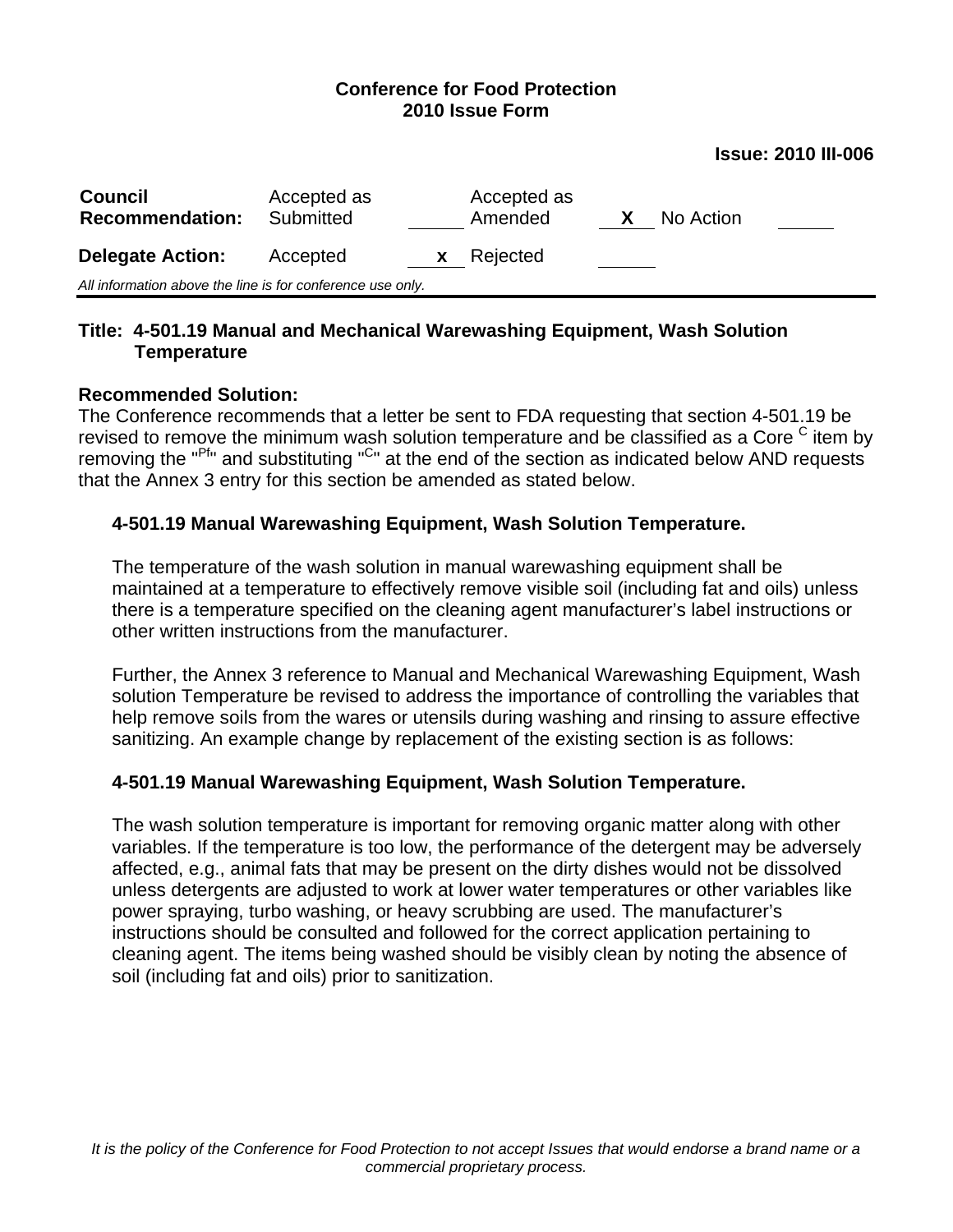**Conference for Food Protection**
**2010 Issue Form**

**Issue: 2010 III-006**

| **Council Recommendation:** | Accepted as Submitted | ___ | Accepted as Amended | **X** | No Action | ___ |
|---|---|---|---|---|---|---|
| **Delegate Action:** | Accepted | **x** | Rejected | ___ | | |

*All information above the line is for conference use only.*

**Title: 4-501.19 Manual and Mechanical Warewashing Equipment, Wash Solution Temperature**

**Recommended Solution:**
The Conference recommends that a letter be sent to FDA requesting that section 4-501.19 be revised to remove the minimum wash solution temperature and be classified as a Core $^{C}$ item by removing the "$^{Pf}$" and substituting "$^{C}$" at the end of the section as indicated below AND requests that the Annex 3 entry for this section be amended as stated below.

**4-501.19 Manual Warewashing Equipment, Wash Solution Temperature.**

The temperature of the wash solution in manual warewashing equipment shall be maintained at a temperature to effectively remove visible soil (including fat and oils) unless there is a temperature specified on the cleaning agent manufacturer's label instructions or other written instructions from the manufacturer.

Further, the Annex 3 reference to Manual and Mechanical Warewashing Equipment, Wash solution Temperature be revised to address the importance of controlling the variables that help remove soils from the wares or utensils during washing and rinsing to assure effective sanitizing. An example change by replacement of the existing section is as follows:

**4-501.19 Manual Warewashing Equipment, Wash Solution Temperature.**

The wash solution temperature is important for removing organic matter along with other variables. If the temperature is too low, the performance of the detergent may be adversely affected, e.g., animal fats that may be present on the dirty dishes would not be dissolved unless detergents are adjusted to work at lower water temperatures or other variables like power spraying, turbo washing, or heavy scrubbing are used. The manufacturer's instructions should be consulted and followed for the correct application pertaining to cleaning agent. The items being washed should be visibly clean by noting the absence of soil (including fat and oils) prior to sanitization.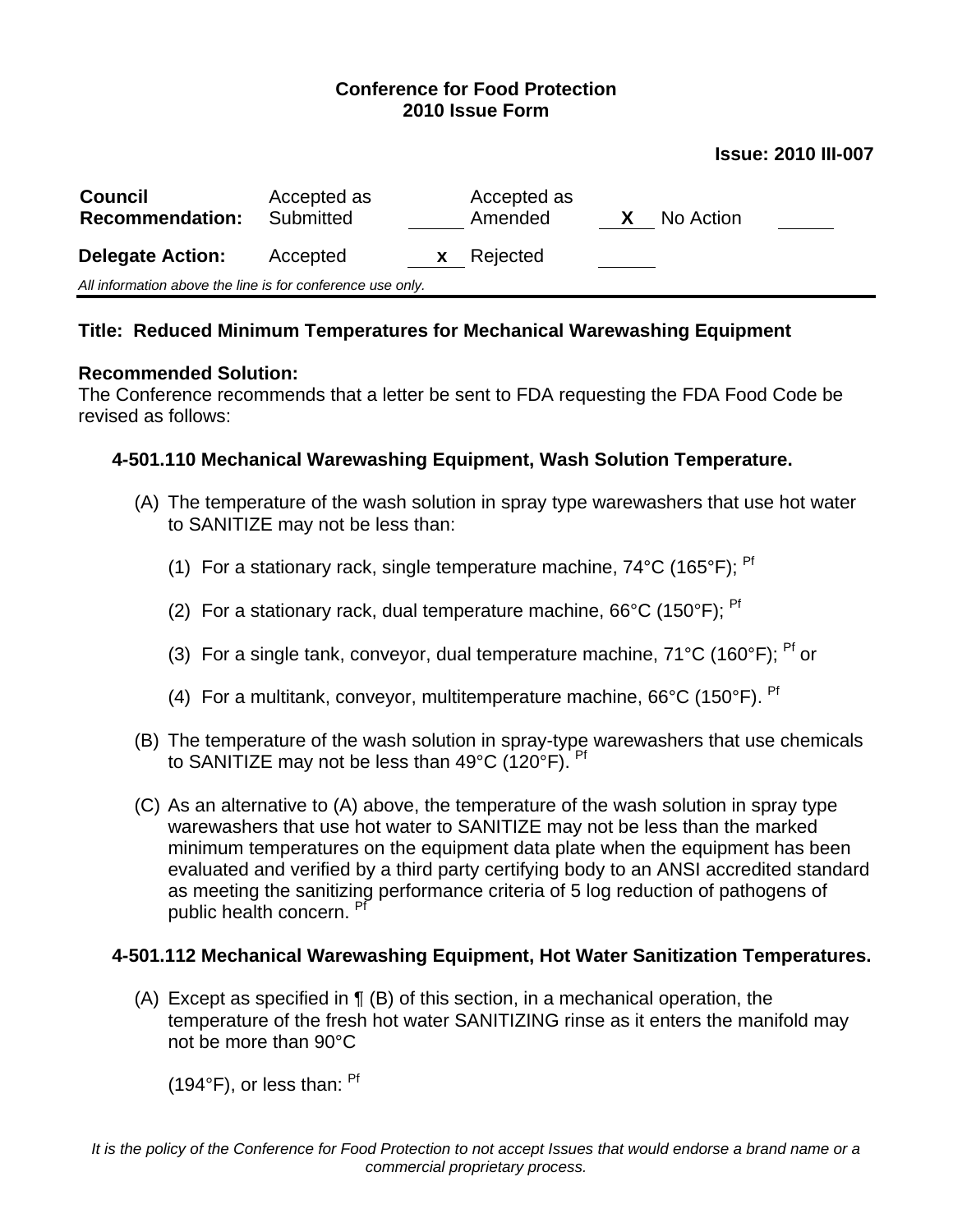**Conference for Food Protection**
**2010 Issue Form**

**Issue: 2010 III-007**

| **Council Recommendation:** | Accepted as Submitted | ____ | Accepted as Amended | **X** | No Action | ____ |
|---|---|---|---|---|---|---|
| **Delegate Action:** | Accepted | **x** | Rejected | ____ | | |

*All information above the line is for conference use only.*

**Title: Reduced Minimum Temperatures for Mechanical Warewashing Equipment**

**Recommended Solution:**
The Conference recommends that a letter be sent to FDA requesting the FDA Food Code be revised as follows:

**4-501.110 Mechanical Warewashing Equipment, Wash Solution Temperature.**

(A) The temperature of the wash solution in spray type warewashers that use hot water to SANITIZE may not be less than:

(1) For a stationary rack, single temperature machine, 74°C (165°F); [Pf]

(2) For a stationary rack, dual temperature machine, 66°C (150°F); [Pf]

(3) For a single tank, conveyor, dual temperature machine, 71°C (160°F); [Pf] or

(4) For a multitank, conveyor, multitemperature machine, 66°C (150°F). [Pf]

(B) The temperature of the wash solution in spray-type warewashers that use chemicals to SANITIZE may not be less than 49°C (120°F). [Pf]

(C) As an alternative to (A) above, the temperature of the wash solution in spray type warewashers that use hot water to SANITIZE may not be less than the marked minimum temperatures on the equipment data plate when the equipment has been evaluated and verified by a third party certifying body to an ANSI accredited standard as meeting the sanitizing performance criteria of 5 log reduction of pathogens of public health concern. [Pf]

**4-501.112 Mechanical Warewashing Equipment, Hot Water Sanitization Temperatures.**

(A) Except as specified in ¶ (B) of this section, in a mechanical operation, the temperature of the fresh hot water SANITIZING rinse as it enters the manifold may not be more than 90°C

(194°F), or less than: [Pf]

*It is the policy of the Conference for Food Protection to not accept Issues that would endorse a brand name or a commercial proprietary process.*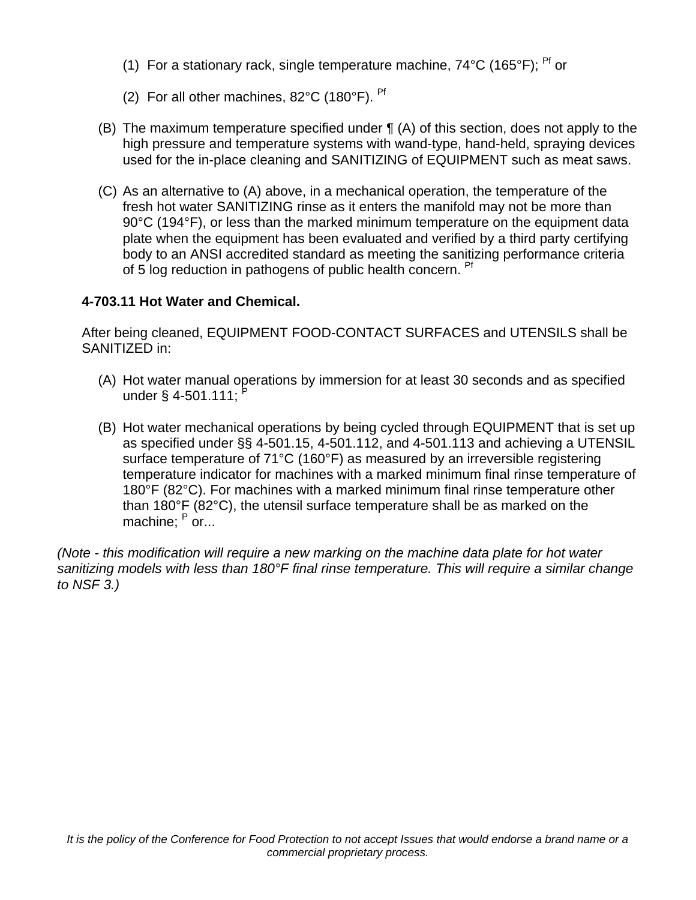(1) For a stationary rack, single temperature machine, 74°C (165°F); [Pf] or

(2) For all other machines, 82°C (180°F). [Pf]

(B) The maximum temperature specified under ¶ (A) of this section, does not apply to the high pressure and temperature systems with wand-type, hand-held, spraying devices used for the in-place cleaning and SANITIZING of EQUIPMENT such as meat saws.

(C) As an alternative to (A) above, in a mechanical operation, the temperature of the fresh hot water SANITIZING rinse as it enters the manifold may not be more than 90°C (194°F), or less than the marked minimum temperature on the equipment data plate when the equipment has been evaluated and verified by a third party certifying body to an ANSI accredited standard as meeting the sanitizing performance criteria of 5 log reduction in pathogens of public health concern. [Pf]

**4-703.11 Hot Water and Chemical.**

After being cleaned, EQUIPMENT FOOD-CONTACT SURFACES and UTENSILS shall be SANITIZED in:

(A) Hot water manual operations by immersion for at least 30 seconds and as specified under § 4-501.111; [P]

(B) Hot water mechanical operations by being cycled through EQUIPMENT that is set up as specified under §§ 4-501.15, 4-501.112, and 4-501.113 and achieving a UTENSIL surface temperature of 71°C (160°F) as measured by an irreversible registering temperature indicator for machines with a marked minimum final rinse temperature of 180°F (82°C). For machines with a marked minimum final rinse temperature other than 180°F (82°C), the utensil surface temperature shall be as marked on the machine; [P] or...

*(Note - this modification will require a new marking on the machine data plate for hot water sanitizing models with less than 180°F final rinse temperature. This will require a similar change to NSF 3.)*

*It is the policy of the Conference for Food Protection to not accept Issues that would endorse a brand name or a commercial proprietary process.*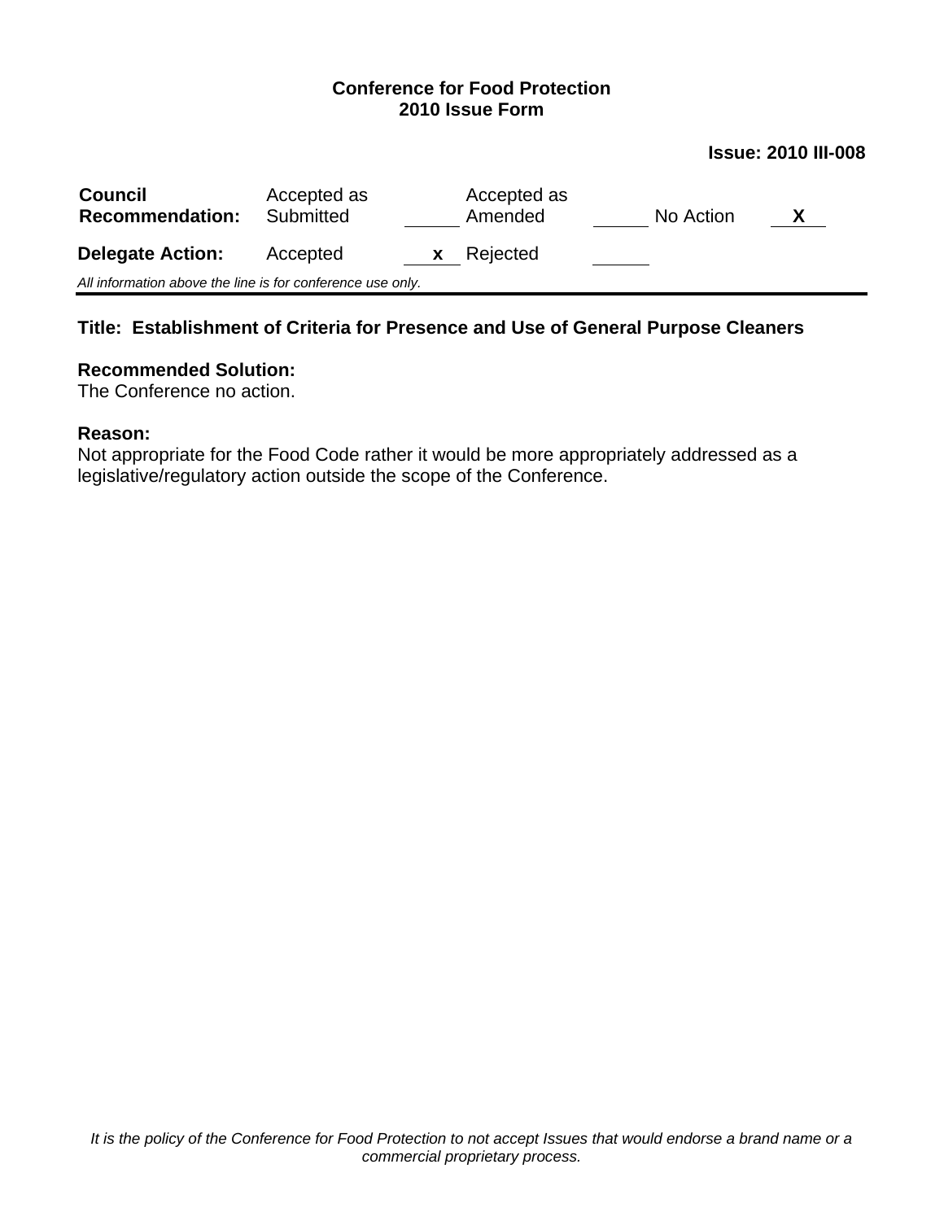**Conference for Food Protection**
**2010 Issue Form**

**Issue: 2010 III-008**

| **Council Recommendation:** | Accepted as Submitted | | Accepted as Amended | | No Action | **X** |
|---|---|---|---|---|---|---|
| **Delegate Action:** | Accepted | **x** | Rejected | | | |

*All information above the line is for conference use only.*

---

**Title: Establishment of Criteria for Presence and Use of General Purpose Cleaners**

**Recommended Solution:**
The Conference no action.

**Reason:**
Not appropriate for the Food Code rather it would be more appropriately addressed as a legislative/regulatory action outside the scope of the Conference.

*It is the policy of the Conference for Food Protection to not accept Issues that would endorse a brand name or a commercial proprietary process.*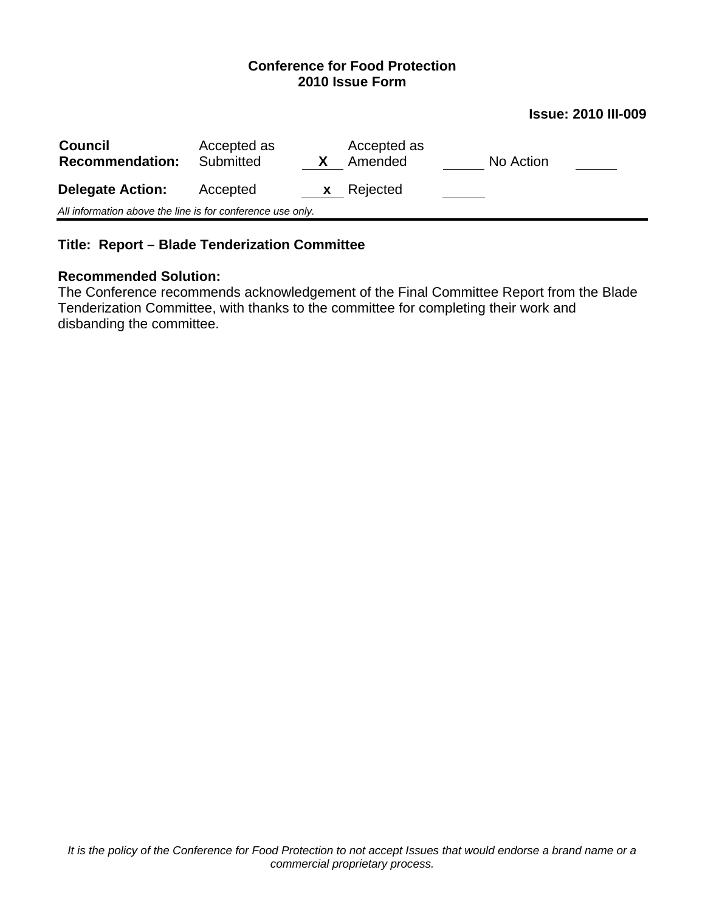**Conference for Food Protection**
**2010 Issue Form**

**Issue: 2010 III-009**

| **Council Recommendation:** | Accepted as Submitted | **X** | Accepted as Amended | | No Action | |
|---|---|---|---|---|---|---|
| **Delegate Action:** | Accepted | **x** | Rejected | | | |

*All information above the line is for conference use only.*

---

**Title: Report – Blade Tenderization Committee**

**Recommended Solution:**
The Conference recommends acknowledgement of the Final Committee Report from the Blade Tenderization Committee, with thanks to the committee for completing their work and disbanding the committee.

*It is the policy of the Conference for Food Protection to not accept Issues that would endorse a brand name or a commercial proprietary process.*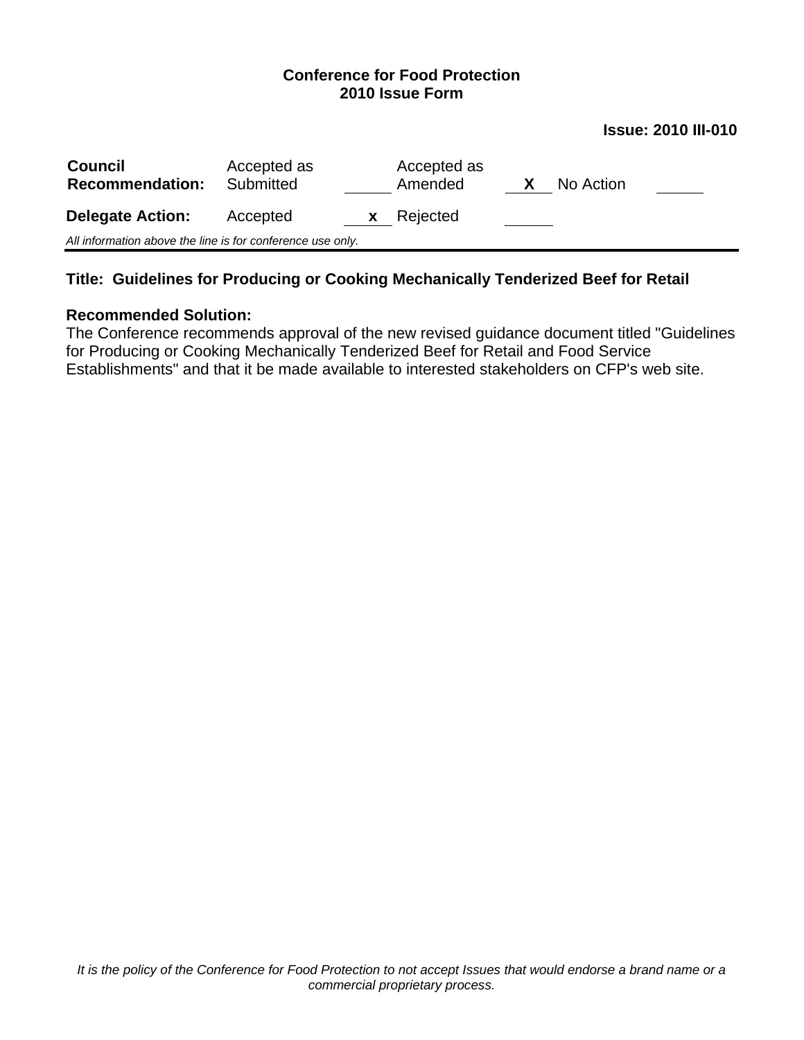**Conference for Food Protection**
**2010 Issue Form**

**Issue: 2010 III-010**

| **Council Recommendation:** | Accepted as Submitted | | Accepted as Amended | X | No Action | |
|---|---|---|---|---|---|---|
| **Delegate Action:** | Accepted | x | Rejected | | | |

*All information above the line is for conference use only.*

---

**Title: Guidelines for Producing or Cooking Mechanically Tenderized Beef for Retail**

**Recommended Solution:**
The Conference recommends approval of the new revised guidance document titled "Guidelines for Producing or Cooking Mechanically Tenderized Beef for Retail and Food Service Establishments" and that it be made available to interested stakeholders on CFP's web site.

*It is the policy of the Conference for Food Protection to not accept Issues that would endorse a brand name or a commercial proprietary process.*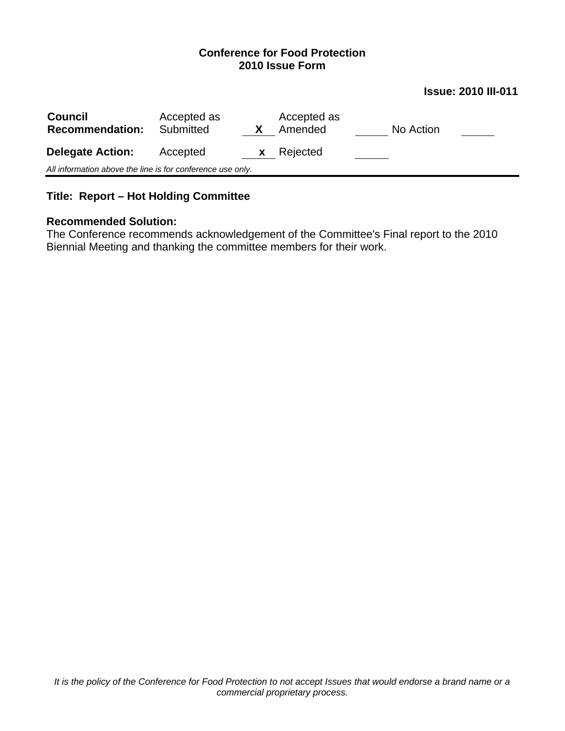**Conference for Food Protection**
**2010 Issue Form**

**Issue: 2010 III-011**

| | | | | | | |
|---|---|---|---|---|---|---|
| **Council Recommendation:** | Accepted as Submitted | X | Accepted as Amended | | No Action | |
| **Delegate Action:** | Accepted | x | Rejected | | | |

*All information above the line is for conference use only.*

---

**Title: Report – Hot Holding Committee**

**Recommended Solution:**
The Conference recommends acknowledgement of the Committee's Final report to the 2010 Biennial Meeting and thanking the committee members for their work.

*It is the policy of the Conference for Food Protection to not accept Issues that would endorse a brand name or a commercial proprietary process.*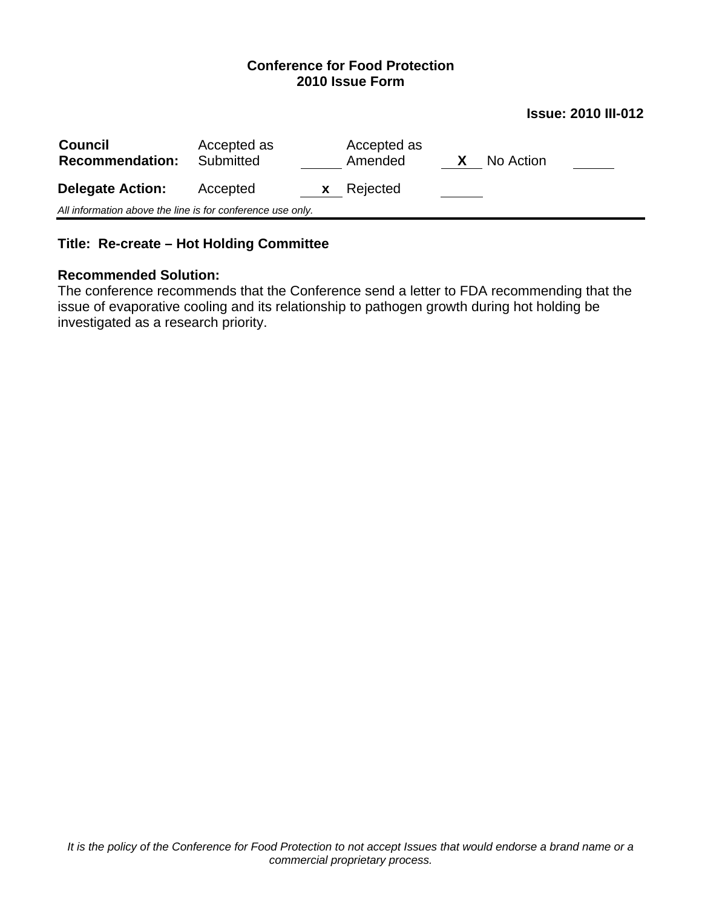**Conference for Food Protection**
**2010 Issue Form**

**Issue: 2010 III-012**

| | | | | | |
|---|---|---|---|---|---|
| **Council Recommendation:** | Accepted as Submitted | | Accepted as Amended | X | No Action |
| **Delegate Action:** | Accepted | x | Rejected | | |

*All information above the line is for conference use only.*

---

**Title: Re-create – Hot Holding Committee**

**Recommended Solution:**
The conference recommends that the Conference send a letter to FDA recommending that the issue of evaporative cooling and its relationship to pathogen growth during hot holding be investigated as a research priority.

*It is the policy of the Conference for Food Protection to not accept Issues that would endorse a brand name or a commercial proprietary process.*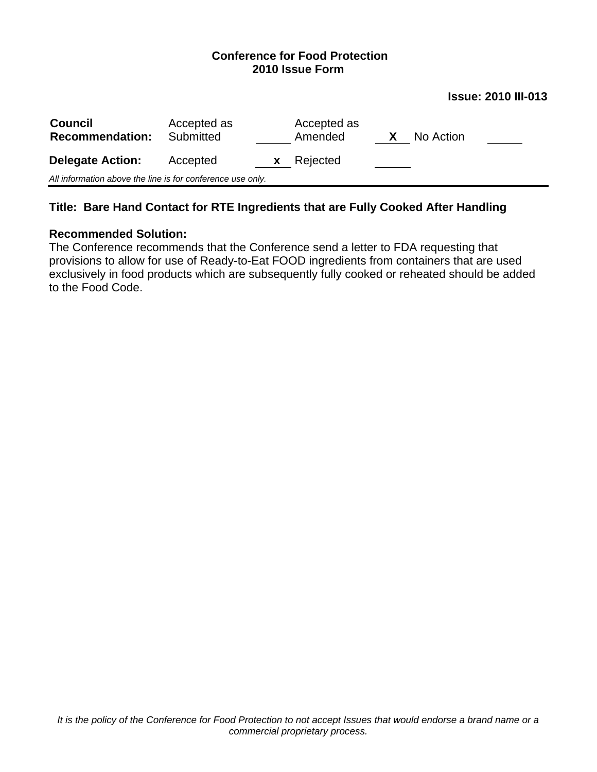**Conference for Food Protection**
**2010 Issue Form**

**Issue: 2010 III-013**

| **Council Recommendation:** | Accepted as Submitted | | Accepted as Amended | X | No Action | |
|---|---|---|---|---|---|---|
| **Delegate Action:** | Accepted | x | Rejected | | | |

*All information above the line is for conference use only.*

---

**Title: Bare Hand Contact for RTE Ingredients that are Fully Cooked After Handling**

**Recommended Solution:**
The Conference recommends that the Conference send a letter to FDA requesting that provisions to allow for use of Ready-to-Eat FOOD ingredients from containers that are used exclusively in food products which are subsequently fully cooked or reheated should be added to the Food Code.

*It is the policy of the Conference for Food Protection to not accept Issues that would endorse a brand name or a commercial proprietary process.*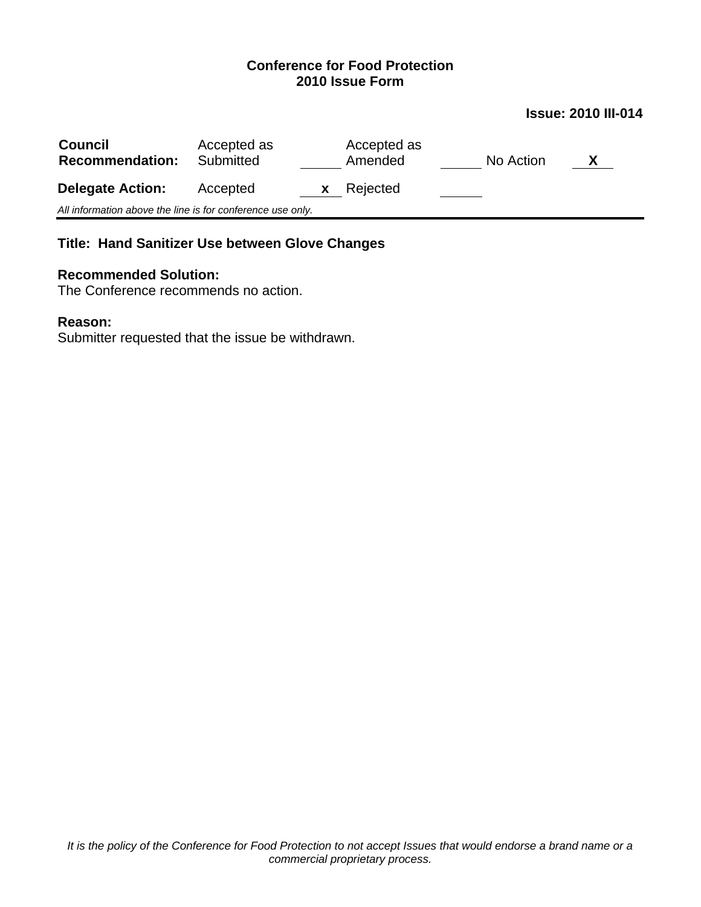**Conference for Food Protection**
**2010 Issue Form**

**Issue: 2010 III-014**

| **Council Recommendation:** | Accepted as Submitted | \_\_\_\_\_ | Accepted as Amended | \_\_\_\_\_ | No Action | **X** |
|---|---|---|---|---|---|---|
| **Delegate Action:** | Accepted | **x** | Rejected | \_\_\_\_\_ | | |

*All information above the line is for conference use only.*

---

**Title: Hand Sanitizer Use between Glove Changes**

**Recommended Solution:**
The Conference recommends no action.

**Reason:**
Submitter requested that the issue be withdrawn.

*It is the policy of the Conference for Food Protection to not accept Issues that would endorse a brand name or a commercial proprietary process.*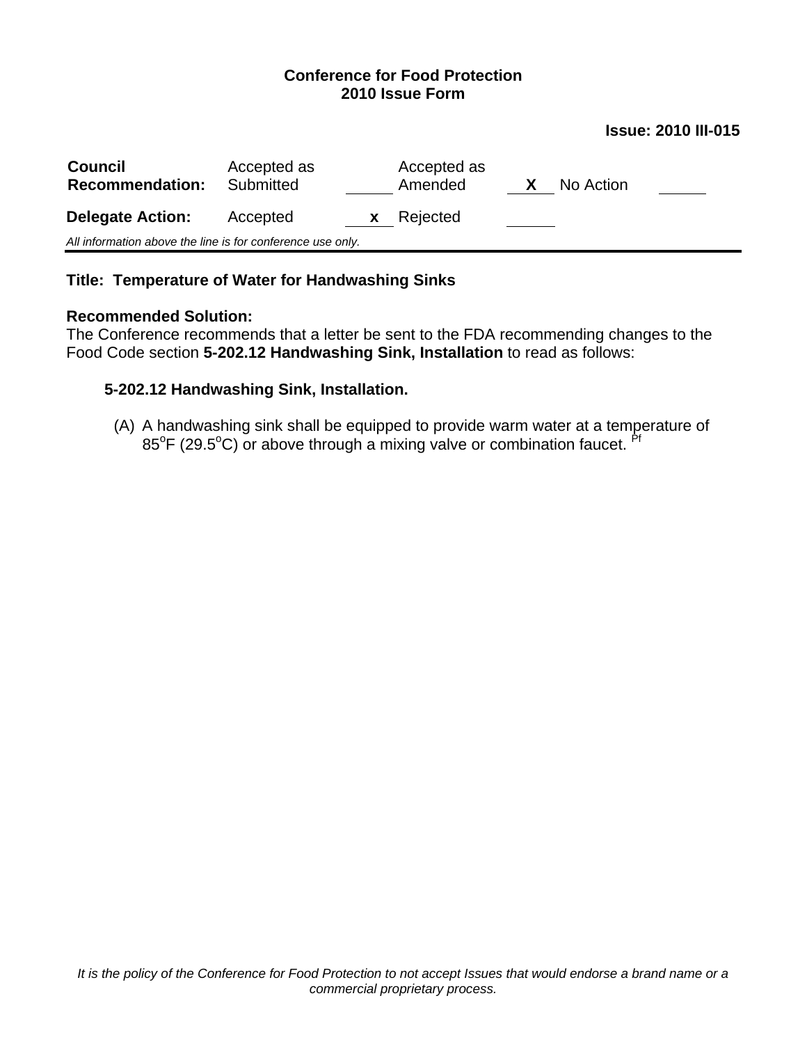**Conference for Food Protection**
**2010 Issue Form**

**Issue: 2010 III-015**

| **Council Recommendation:** | Accepted as Submitted | ____ | Accepted as Amended | **X** | No Action | ____ |
|---|---|---|---|---|---|---|
| **Delegate Action:** | Accepted | **x** | Rejected | ____ | | |

*All information above the line is for conference use only.*

---

**Title: Temperature of Water for Handwashing Sinks**

**Recommended Solution:**
The Conference recommends that a letter be sent to the FDA recommending changes to the Food Code section **5-202.12 Handwashing Sink, Installation** to read as follows:

**5-202.12 Handwashing Sink, Installation.**

(A) A handwashing sink shall be equipped to provide warm water at a temperature of 85°F (29.5°C) or above through a mixing valve or combination faucet. [Pf]

*It is the policy of the Conference for Food Protection to not accept Issues that would endorse a brand name or a commercial proprietary process.*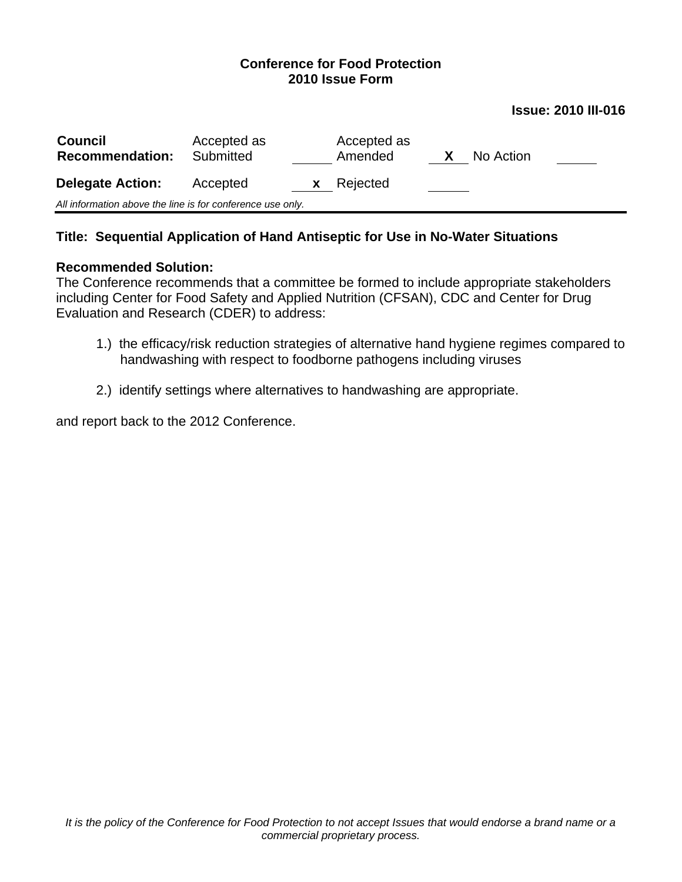**Conference for Food Protection**
**2010 Issue Form**

**Issue: 2010 III-016**

| **Council Recommendation:** | Accepted as Submitted | ____ | Accepted as Amended | X | No Action | ____ |
|---|---|---|---|---|---|---|
| **Delegate Action:** | Accepted | x | Rejected | ____ | | |

*All information above the line is for conference use only.*

---

**Title: Sequential Application of Hand Antiseptic for Use in No-Water Situations**

**Recommended Solution:**
The Conference recommends that a committee be formed to include appropriate stakeholders including Center for Food Safety and Applied Nutrition (CFSAN), CDC and Center for Drug Evaluation and Research (CDER) to address:

1.) the efficacy/risk reduction strategies of alternative hand hygiene regimes compared to handwashing with respect to foodborne pathogens including viruses

2.) identify settings where alternatives to handwashing are appropriate.

and report back to the 2012 Conference.

*It is the policy of the Conference for Food Protection to not accept Issues that would endorse a brand name or a commercial proprietary process.*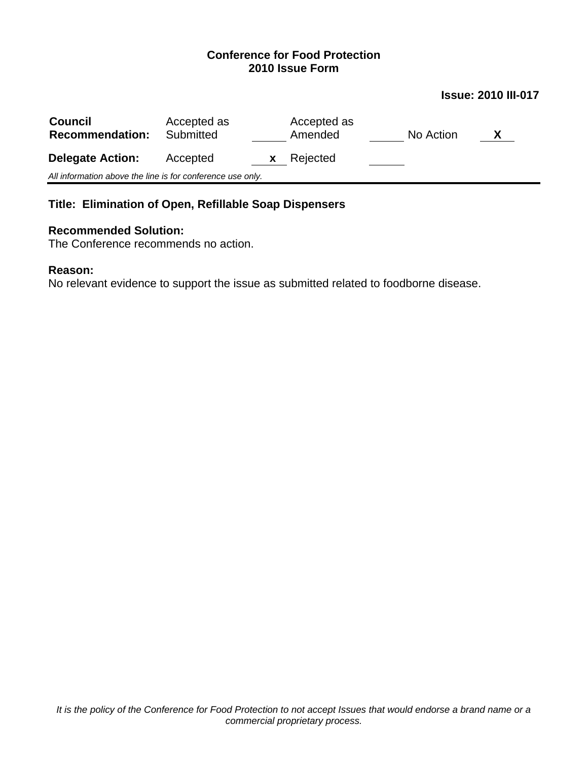**Conference for Food Protection**
**2010 Issue Form**

**Issue: 2010 III-017**

| **Council Recommendation:** | Accepted as Submitted | | Accepted as Amended | | No Action | **X** |
|---|---|---|---|---|---|---|
| **Delegate Action:** | Accepted | **x** | Rejected | | | |

*All information above the line is for conference use only.*

---

**Title: Elimination of Open, Refillable Soap Dispensers**

**Recommended Solution:**
The Conference recommends no action.

**Reason:**
No relevant evidence to support the issue as submitted related to foodborne disease.

*It is the policy of the Conference for Food Protection to not accept Issues that would endorse a brand name or a commercial proprietary process.*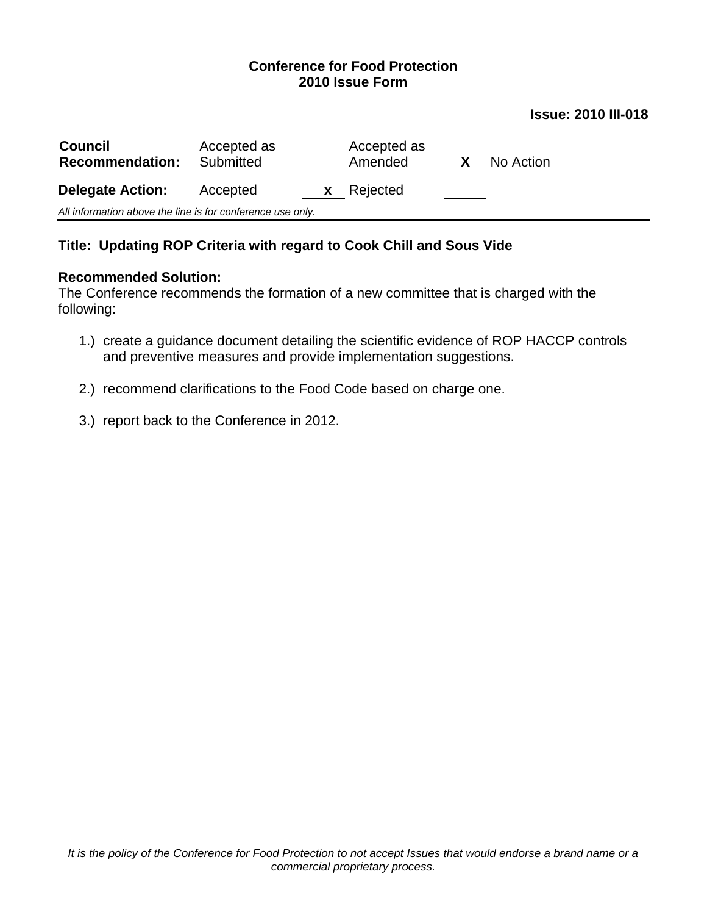**Conference for Food Protection**
**2010 Issue Form**

**Issue: 2010 III-018**

| **Council Recommendation:** | Accepted as Submitted | | Accepted as Amended | X | No Action | |
|---|---|---|---|---|---|---|
| **Delegate Action:** | Accepted | x | Rejected | | | |

*All information above the line is for conference use only.*

---

**Title: Updating ROP Criteria with regard to Cook Chill and Sous Vide**

**Recommended Solution:**
The Conference recommends the formation of a new committee that is charged with the following:

1.) create a guidance document detailing the scientific evidence of ROP HACCP controls and preventive measures and provide implementation suggestions.

2.) recommend clarifications to the Food Code based on charge one.

3.) report back to the Conference in 2012.

*It is the policy of the Conference for Food Protection to not accept Issues that would endorse a brand name or a commercial proprietary process.*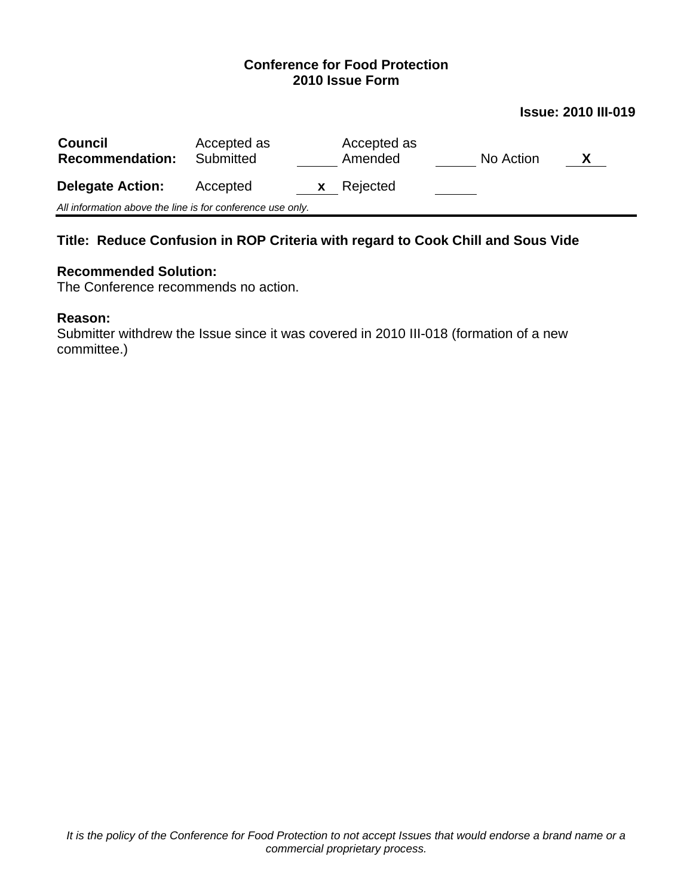**Conference for Food Protection**
**2010 Issue Form**

**Issue: 2010 III-019**

| | | | | | | |
|---|---|---|---|---|---|---|
| **Council Recommendation:** | Accepted as Submitted | ___ | Accepted as Amended | ___ | No Action | X |
| **Delegate Action:** | Accepted | x | Rejected | ___ | | |

*All information above the line is for conference use only.*

---

**Title: Reduce Confusion in ROP Criteria with regard to Cook Chill and Sous Vide**

**Recommended Solution:**
The Conference recommends no action.

**Reason:**
Submitter withdrew the Issue since it was covered in 2010 III-018 (formation of a new committee.)

*It is the policy of the Conference for Food Protection to not accept Issues that would endorse a brand name or a commercial proprietary process.*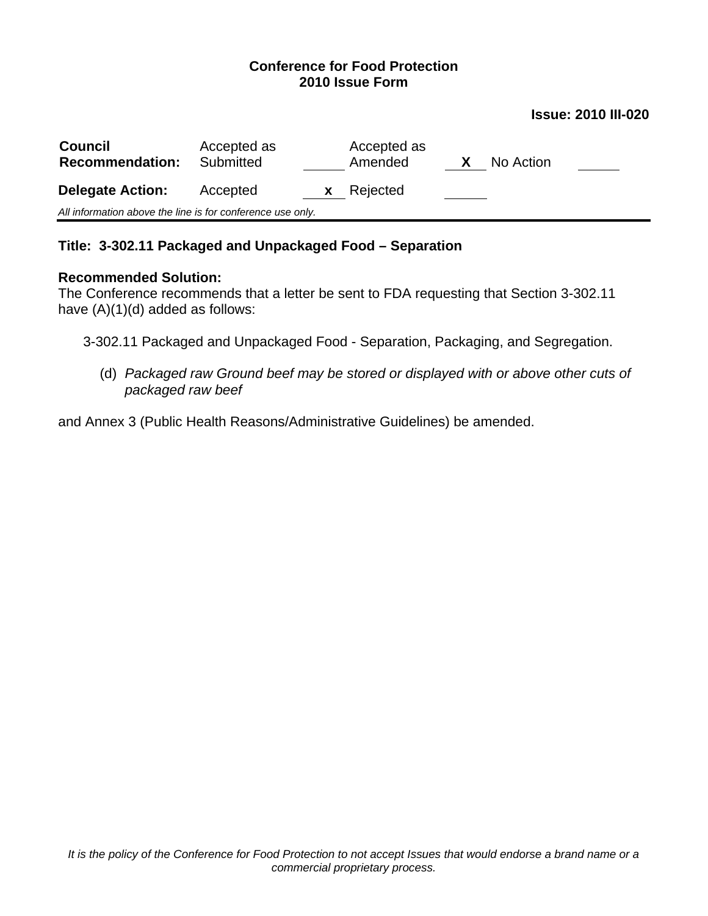**Conference for Food Protection**
**2010 Issue Form**

**Issue: 2010 III-020**

| **Council Recommendation:** | Accepted as Submitted | | Accepted as Amended | X | No Action | |
|---|---|---|---|---|---|---|
| **Delegate Action:** | Accepted | x | Rejected | | | |

*All information above the line is for conference use only.*

---

**Title: 3-302.11 Packaged and Unpackaged Food – Separation**

**Recommended Solution:**
The Conference recommends that a letter be sent to FDA requesting that Section 3-302.11 have (A)(1)(d) added as follows:

3-302.11 Packaged and Unpackaged Food - Separation, Packaging, and Segregation.

(d) *Packaged raw Ground beef may be stored or displayed with or above other cuts of packaged raw beef*

and Annex 3 (Public Health Reasons/Administrative Guidelines) be amended.

*It is the policy of the Conference for Food Protection to not accept Issues that would endorse a brand name or a commercial proprietary process.*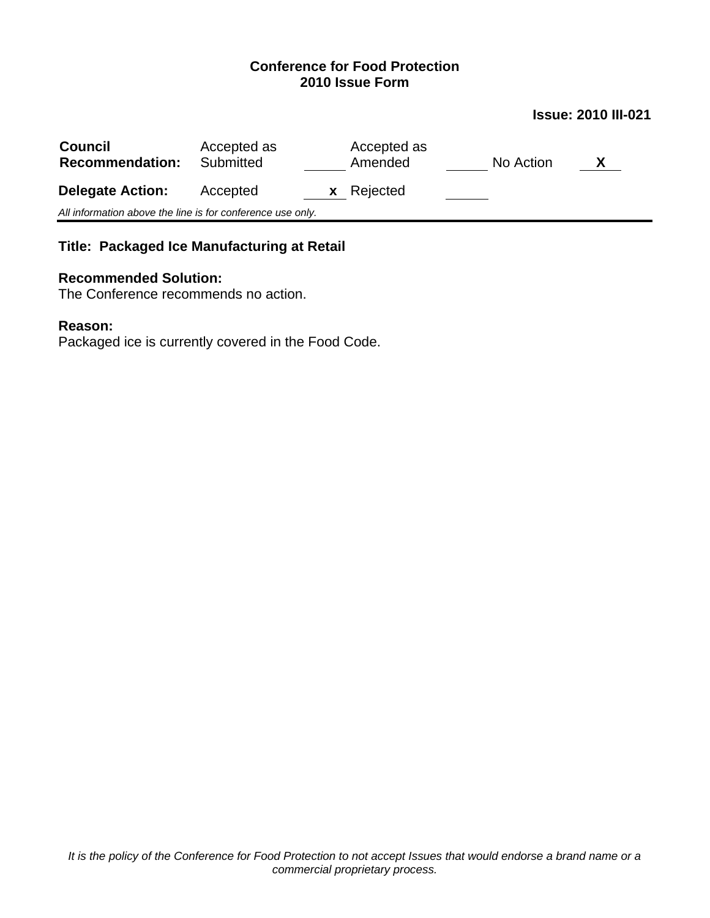**Conference for Food Protection**
**2010 Issue Form**

**Issue: 2010 III-021**

| **Council Recommendation:** | Accepted as Submitted | \_\_\_\_ | Accepted as Amended | \_\_\_\_ | No Action | **X** |
|---|---|---|---|---|---|---|
| **Delegate Action:** | Accepted | **x** | Rejected | \_\_\_\_ | | |

*All information above the line is for conference use only.*

---

**Title: Packaged Ice Manufacturing at Retail**

**Recommended Solution:**
The Conference recommends no action.

**Reason:**
Packaged ice is currently covered in the Food Code.

*It is the policy of the Conference for Food Protection to not accept Issues that would endorse a brand name or a commercial proprietary process.*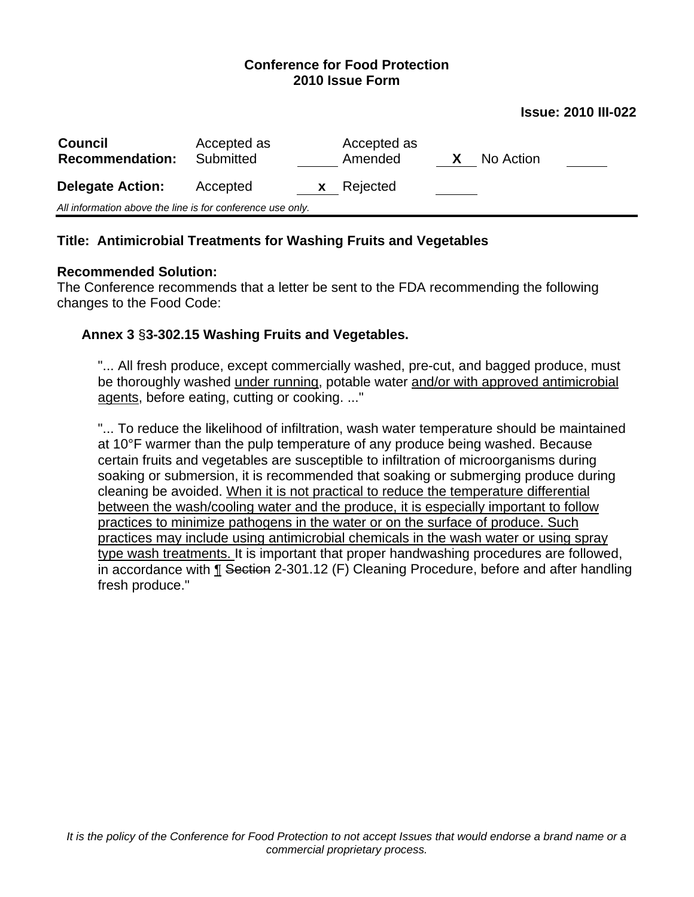**Conference for Food Protection**
**2010 Issue Form**

**Issue: 2010 III-022**

| **Council Recommendation:** | Accepted as Submitted | | Accepted as Amended | X | No Action | |
|---|---|---|---|---|---|---|
| **Delegate Action:** | Accepted | x | Rejected | | | |

*All information above the line is for conference use only.*

---

**Title: Antimicrobial Treatments for Washing Fruits and Vegetables**

**Recommended Solution:**
The Conference recommends that a letter be sent to the FDA recommending the following changes to the Food Code:

**Annex 3 §3-302.15 Washing Fruits and Vegetables.**

"... All fresh produce, except commercially washed, pre-cut, and bagged produce, must be thoroughly washed <u>under running</u>, potable water <u>and/or with approved antimicrobial agents</u>, before eating, cutting or cooking. ..."

"... To reduce the likelihood of infiltration, wash water temperature should be maintained at 10°F warmer than the pulp temperature of any produce being washed. Because certain fruits and vegetables are susceptible to infiltration of microorganisms during soaking or submersion, it is recommended that soaking or submerging produce during cleaning be avoided. <u>When it is not practical to reduce the temperature differential between the wash/cooling water and the produce, it is especially important to follow practices to minimize pathogens in the water or on the surface of produce. Such practices may include using antimicrobial chemicals in the wash water or using spray type wash treatments.</u> It is important that proper handwashing procedures are followed, in accordance with <u>¶</u> ~~Section~~ 2-301.12 (F) Cleaning Procedure, before and after handling fresh produce."

*It is the policy of the Conference for Food Protection to not accept Issues that would endorse a brand name or a commercial proprietary process.*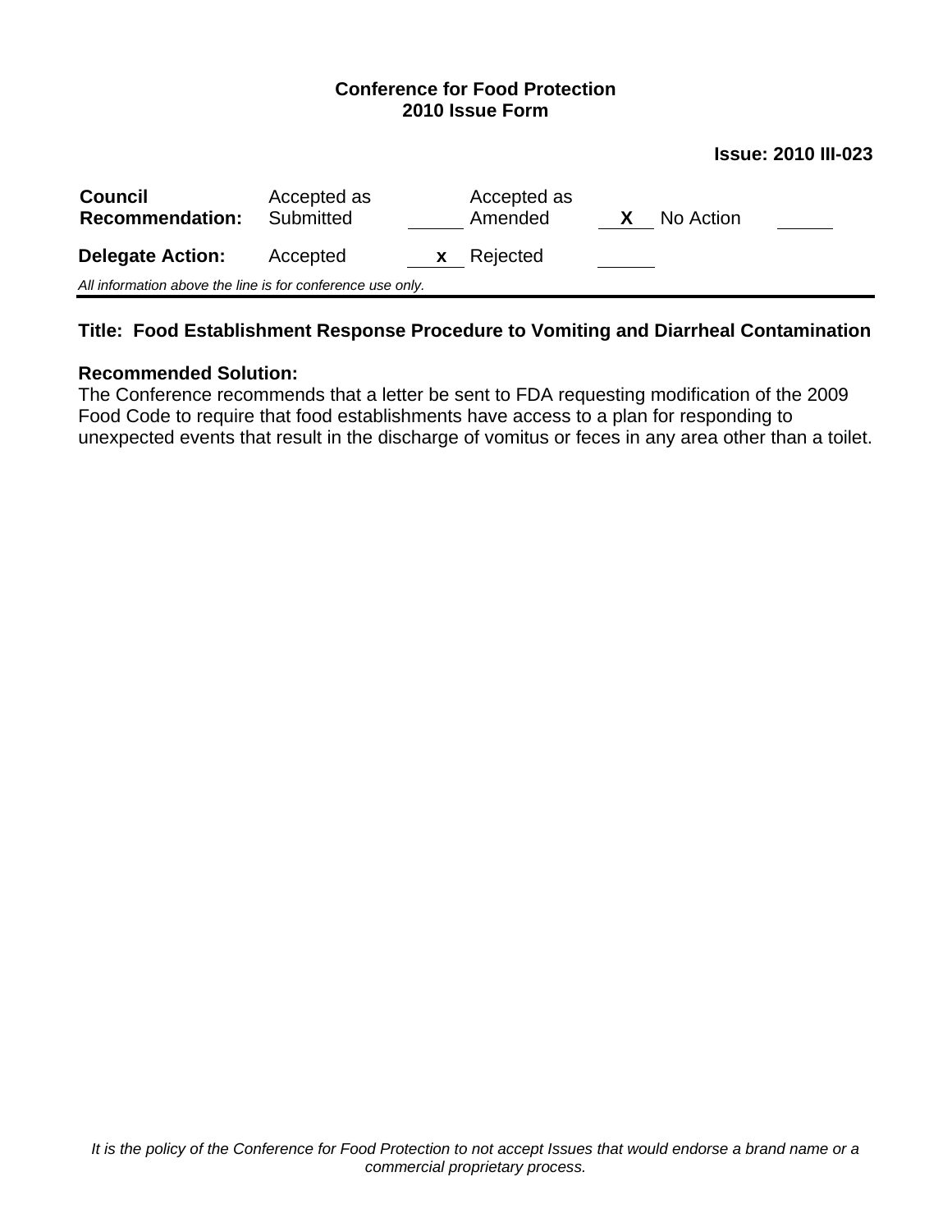**Conference for Food Protection**
**2010 Issue Form**

**Issue: 2010 III-023**

| **Council Recommendation:** | Accepted as Submitted | \_\_\_\_\_ | Accepted as Amended | X | No Action | \_\_\_\_\_ |
|---|---|---|---|---|---|---|
| **Delegate Action:** | Accepted | x | Rejected | \_\_\_\_\_ | | |

*All information above the line is for conference use only.*

---

**Title: Food Establishment Response Procedure to Vomiting and Diarrheal Contamination**

**Recommended Solution:**
The Conference recommends that a letter be sent to FDA requesting modification of the 2009 Food Code to require that food establishments have access to a plan for responding to unexpected events that result in the discharge of vomitus or feces in any area other than a toilet.

*It is the policy of the Conference for Food Protection to not accept Issues that would endorse a brand name or a commercial proprietary process.*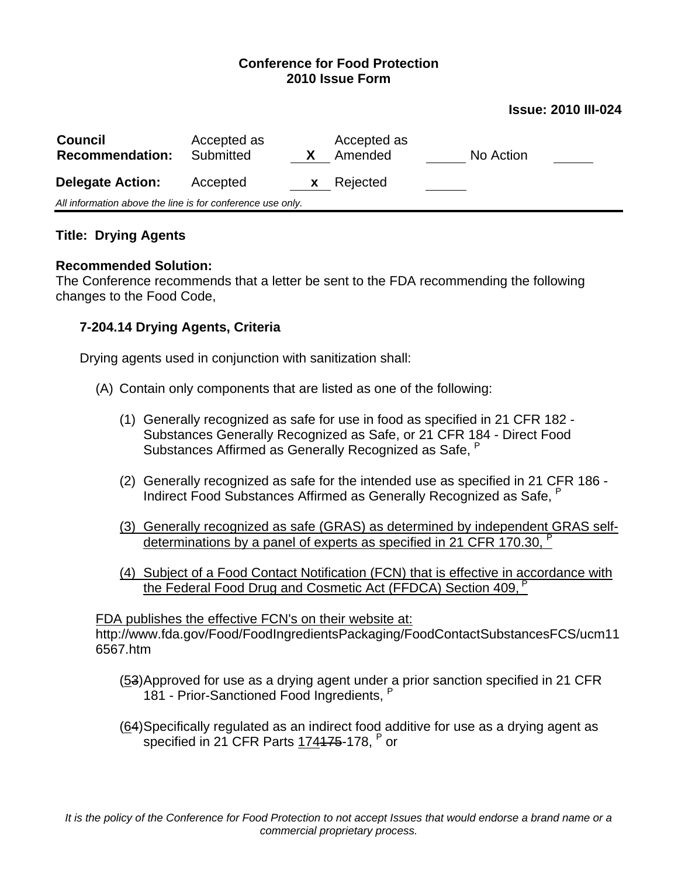**Conference for Food Protection**
**2010 Issue Form**

**Issue: 2010 III-024**

| **Council Recommendation:** | Accepted as Submitted | | Accepted as Amended | X | No Action | |
|---|---|---|---|---|---|---|
| **Delegate Action:** | Accepted | x | Rejected | | | |

*All information above the line is for conference use only.*

---

**Title: Drying Agents**

**Recommended Solution:**
The Conference recommends that a letter be sent to the FDA recommending the following changes to the Food Code,

**7-204.14 Drying Agents, Criteria**

Drying agents used in conjunction with sanitization shall:

(A) Contain only components that are listed as one of the following:

(1) Generally recognized as safe for use in food as specified in 21 CFR 182 - Substances Generally Recognized as Safe, or 21 CFR 184 - Direct Food Substances Affirmed as Generally Recognized as Safe, P

(2) Generally recognized as safe for the intended use as specified in 21 CFR 186 - Indirect Food Substances Affirmed as Generally Recognized as Safe, P

<u>(3) Generally recognized as safe (GRAS) as determined by independent GRAS self-determinations by a panel of experts as specified in 21 CFR 170.30, P</u>

<u>(4) Subject of a Food Contact Notification (FCN) that is effective in accordance with the Federal Food Drug and Cosmetic Act (FFDCA) Section 409, P</u>

<u>FDA publishes the effective FCN's on their website at:</u>
http://www.fda.gov/Food/FoodIngredientsPackaging/FoodContactSubstancesFCS/ucm116567.htm

(<u>5</u>~~3~~) Approved for use as a drying agent under a prior sanction specified in 21 CFR 181 - Prior-Sanctioned Food Ingredients, P

(<u>6</u>~~4~~) Specifically regulated as an indirect food additive for use as a drying agent as specified in 21 CFR Parts <u>174</u>~~175~~-178, P or

*It is the policy of the Conference for Food Protection to not accept Issues that would endorse a brand name or a commercial proprietary process.*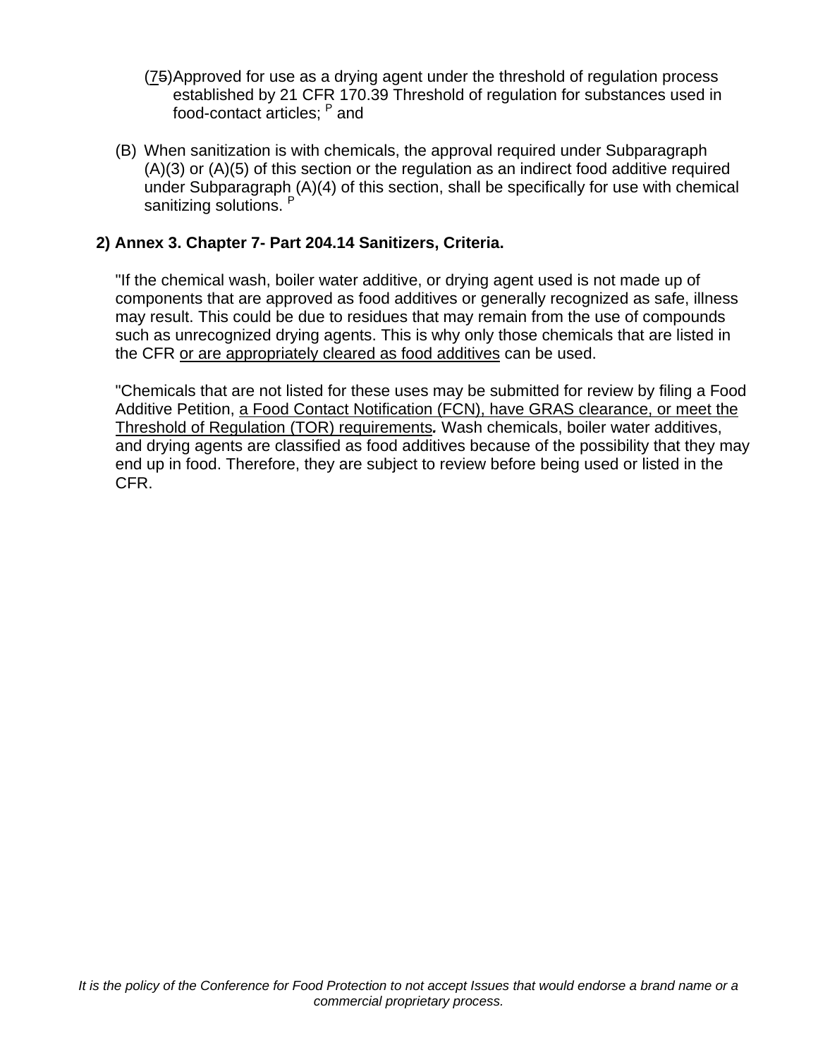(7~~5~~)Approved for use as a drying agent under the threshold of regulation process established by 21 CFR 170.39 Threshold of regulation for substances used in food-contact articles; [P] and

(B) When sanitization is with chemicals, the approval required under Subparagraph (A)(3) or (A)(5) of this section or the regulation as an indirect food additive required under Subparagraph (A)(4) of this section, shall be specifically for use with chemical sanitizing solutions. [P]

**2) Annex 3. Chapter 7- Part 204.14 Sanitizers, Criteria.**

"If the chemical wash, boiler water additive, or drying agent used is not made up of components that are approved as food additives or generally recognized as safe, illness may result. This could be due to residues that may remain from the use of compounds such as unrecognized drying agents. This is why only those chemicals that are listed in the CFR <u>or are appropriately cleared as food additives</u> can be used.

"Chemicals that are not listed for these uses may be submitted for review by filing a Food Additive Petition, <u>a Food Contact Notification (FCN), have GRAS clearance, or meet the Threshold of Regulation (TOR) requirements</u>***.*** Wash chemicals, boiler water additives, and drying agents are classified as food additives because of the possibility that they may end up in food. Therefore, they are subject to review before being used or listed in the CFR.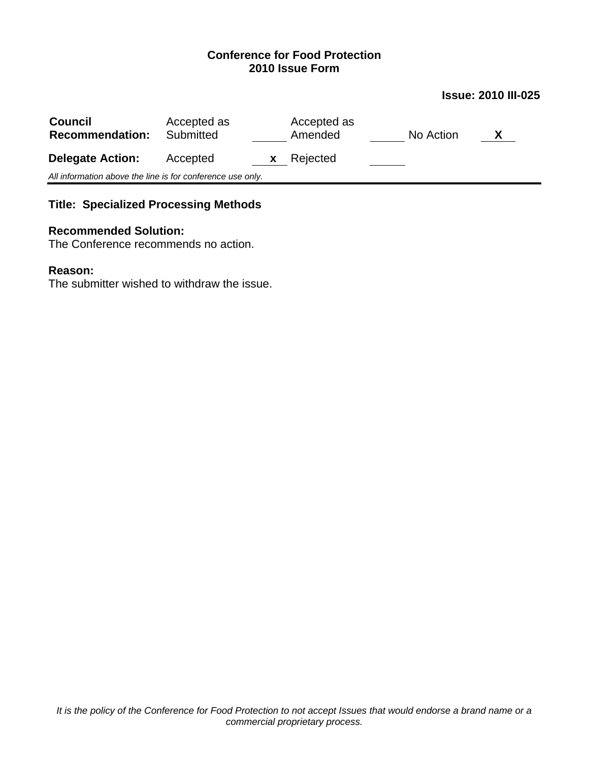**Conference for Food Protection**
**2010 Issue Form**

**Issue: 2010 III-025**

| **Council Recommendation:** | Accepted as Submitted | ______ | Accepted as Amended | ______ | No Action | X |
|---|---|---|---|---|---|---|
| **Delegate Action:** | Accepted | x | Rejected | ______ | | |

*All information above the line is for conference use only.*

---

**Title: Specialized Processing Methods**

**Recommended Solution:**
The Conference recommends no action.

**Reason:**
The submitter wished to withdraw the issue.

*It is the policy of the Conference for Food Protection to not accept Issues that would endorse a brand name or a commercial proprietary process.*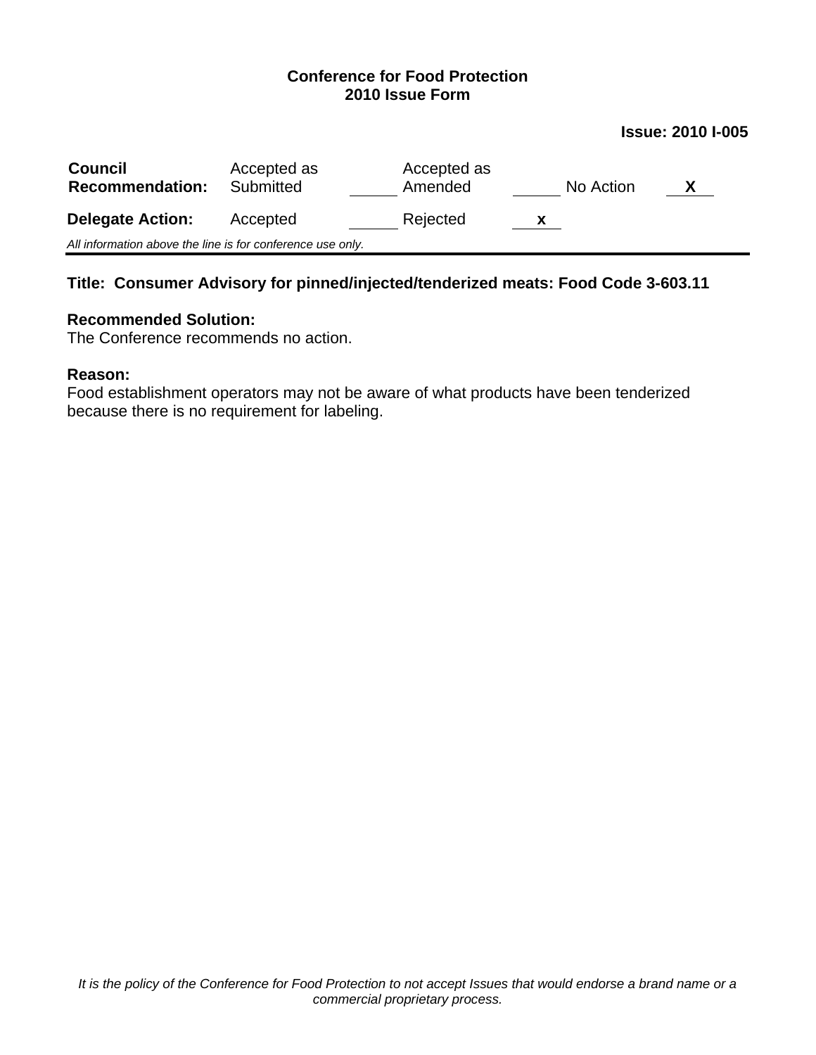**Conference for Food Protection**
**2010 Issue Form**

**Issue: 2010 I-005**

| | | | | | | |
|---|---|---|---|---|---|---|
| **Council Recommendation:** | Accepted as Submitted | ____ | Accepted as Amended | ____ | No Action | X |
| **Delegate Action:** | Accepted | ____ | Rejected | x | | |

*All information above the line is for conference use only.*

---

**Title: Consumer Advisory for pinned/injected/tenderized meats: Food Code 3-603.11**

**Recommended Solution:**
The Conference recommends no action.

**Reason:**
Food establishment operators may not be aware of what products have been tenderized because there is no requirement for labeling.

*It is the policy of the Conference for Food Protection to not accept Issues that would endorse a brand name or a commercial proprietary process.*